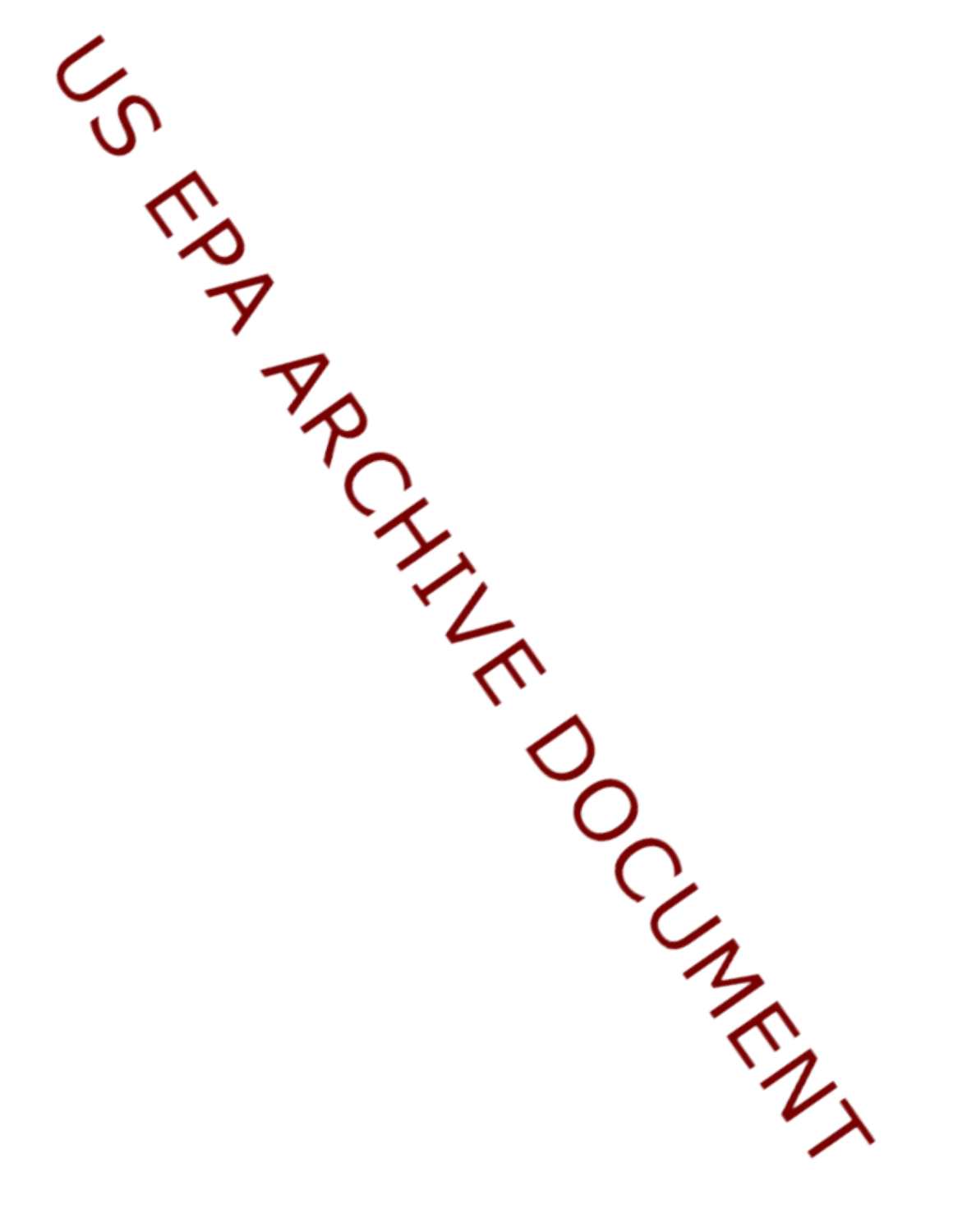US EPA ARCHIVE DOCUMENT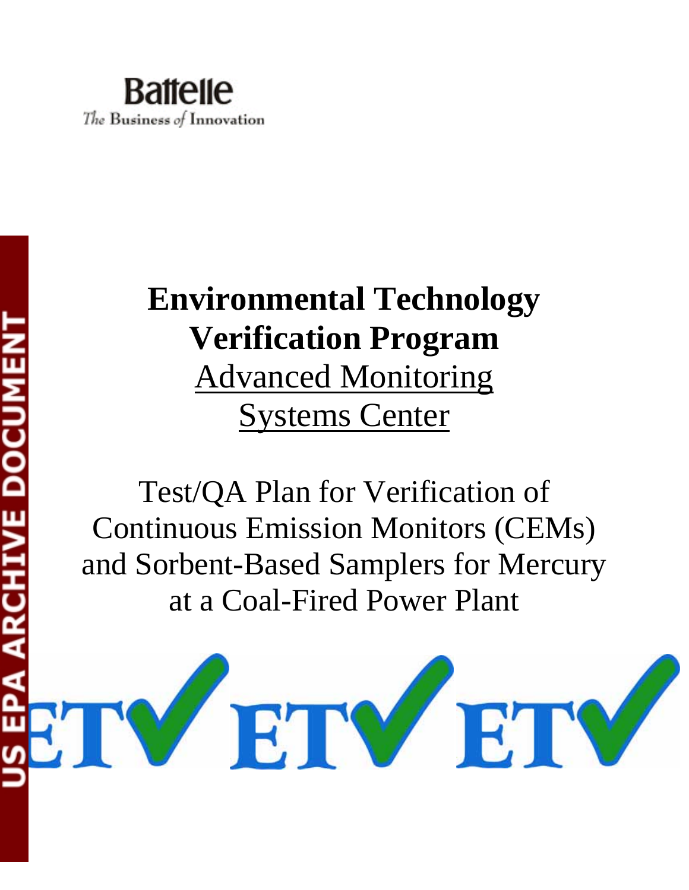Battelle

*The Business of Innovation*

US EPA ARCHIVE DOCUMENT

# Environmental Technology Verification Program

## Advanced Monitoring Systems Center

Test/QA Plan for Verification of Continuous Emission Monitors (CEMs) and Sorbent-Based Samplers for Mercury at a Coal-Fired Power Plant

ETV ETV ETV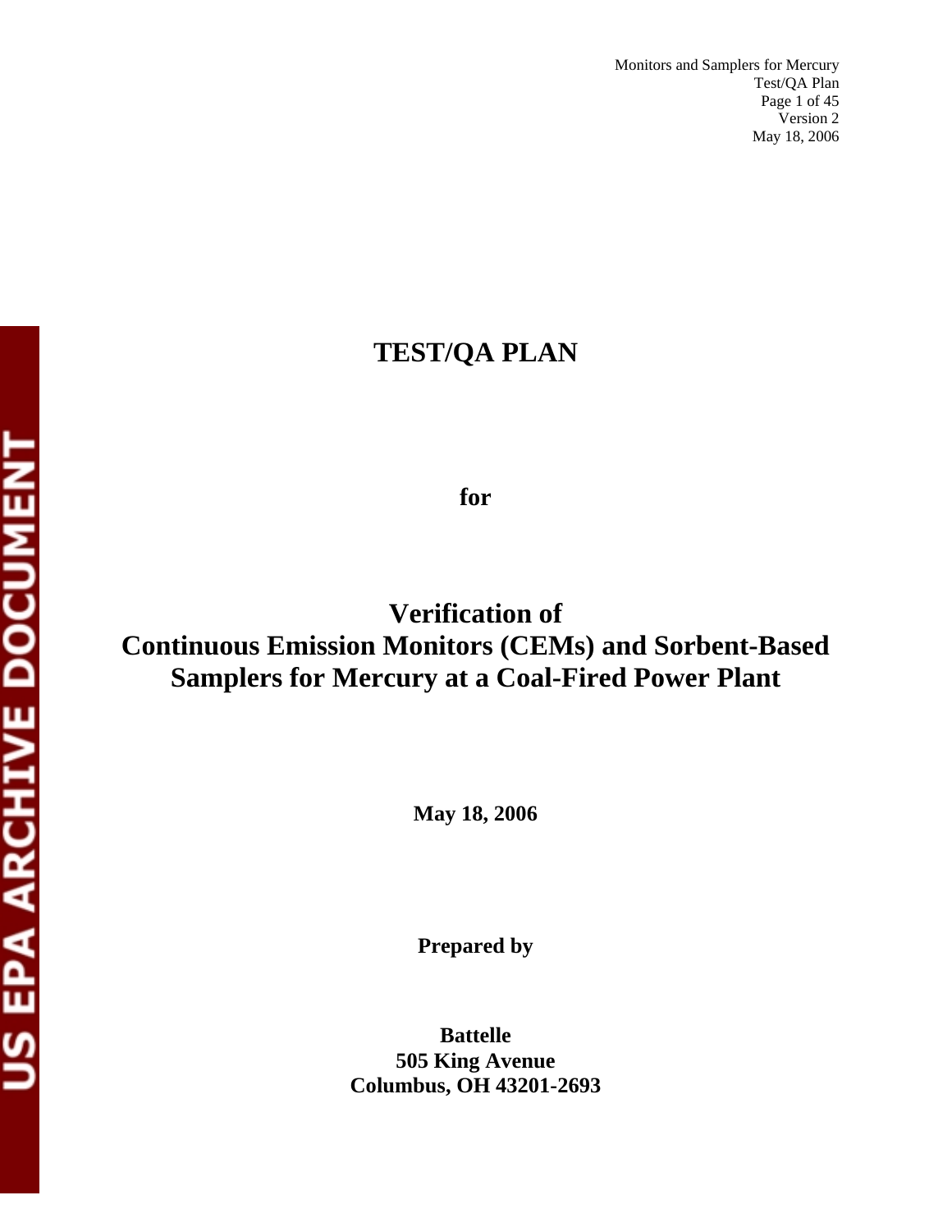# TEST/QA PLAN

**for**

# Verification of Continuous Emission Monitors (CEMs) and Sorbent-Based Samplers for Mercury at a Coal-Fired Power Plant

**May 18, 2006**

**Prepared by**

**Battelle**
**505 King Avenue**
**Columbus, OH 43201-2693**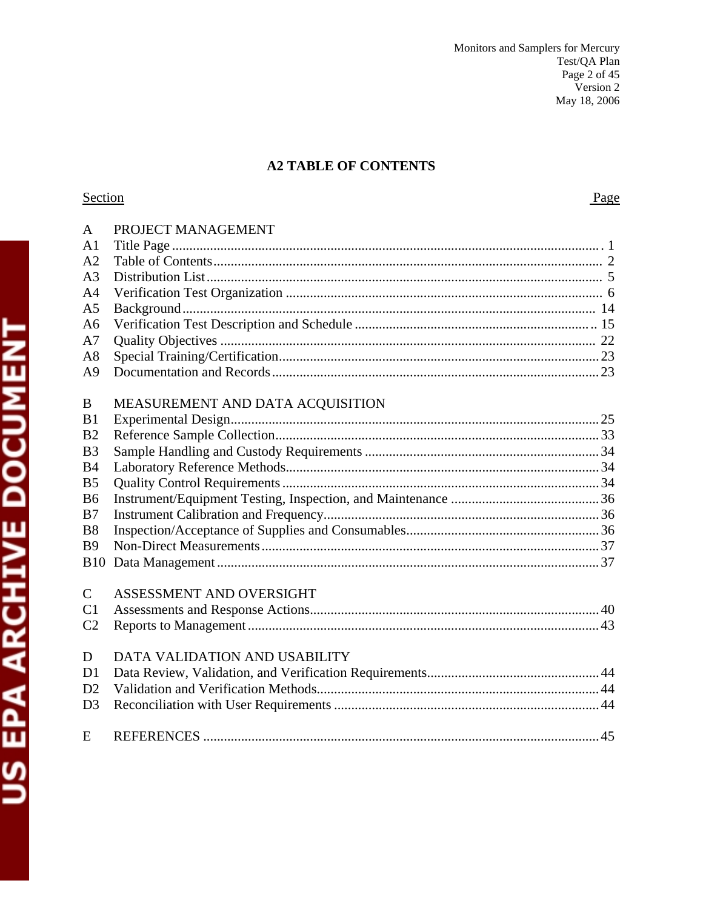## A2 TABLE OF CONTENTS

| Section | | Page |
|---|---|---|
| A | PROJECT MANAGEMENT | |
| A1 | Title Page | 1 |
| A2 | Table of Contents | 2 |
| A3 | Distribution List | 5 |
| A4 | Verification Test Organization | 6 |
| A5 | Background | 14 |
| A6 | Verification Test Description and Schedule | 15 |
| A7 | Quality Objectives | 22 |
| A8 | Special Training/Certification | 23 |
| A9 | Documentation and Records | 23 |
| B | MEASUREMENT AND DATA ACQUISITION | |
| B1 | Experimental Design | 25 |
| B2 | Reference Sample Collection | 33 |
| B3 | Sample Handling and Custody Requirements | 34 |
| B4 | Laboratory Reference Methods | 34 |
| B5 | Quality Control Requirements | 34 |
| B6 | Instrument/Equipment Testing, Inspection, and Maintenance | 36 |
| B7 | Instrument Calibration and Frequency | 36 |
| B8 | Inspection/Acceptance of Supplies and Consumables | 36 |
| B9 | Non-Direct Measurements | 37 |
| B10 | Data Management | 37 |
| C | ASSESSMENT AND OVERSIGHT | |
| C1 | Assessments and Response Actions | 40 |
| C2 | Reports to Management | 43 |
| D | DATA VALIDATION AND USABILITY | |
| D1 | Data Review, Validation, and Verification Requirements | 44 |
| D2 | Validation and Verification Methods | 44 |
| D3 | Reconciliation with User Requirements | 44 |
| E | REFERENCES | 45 |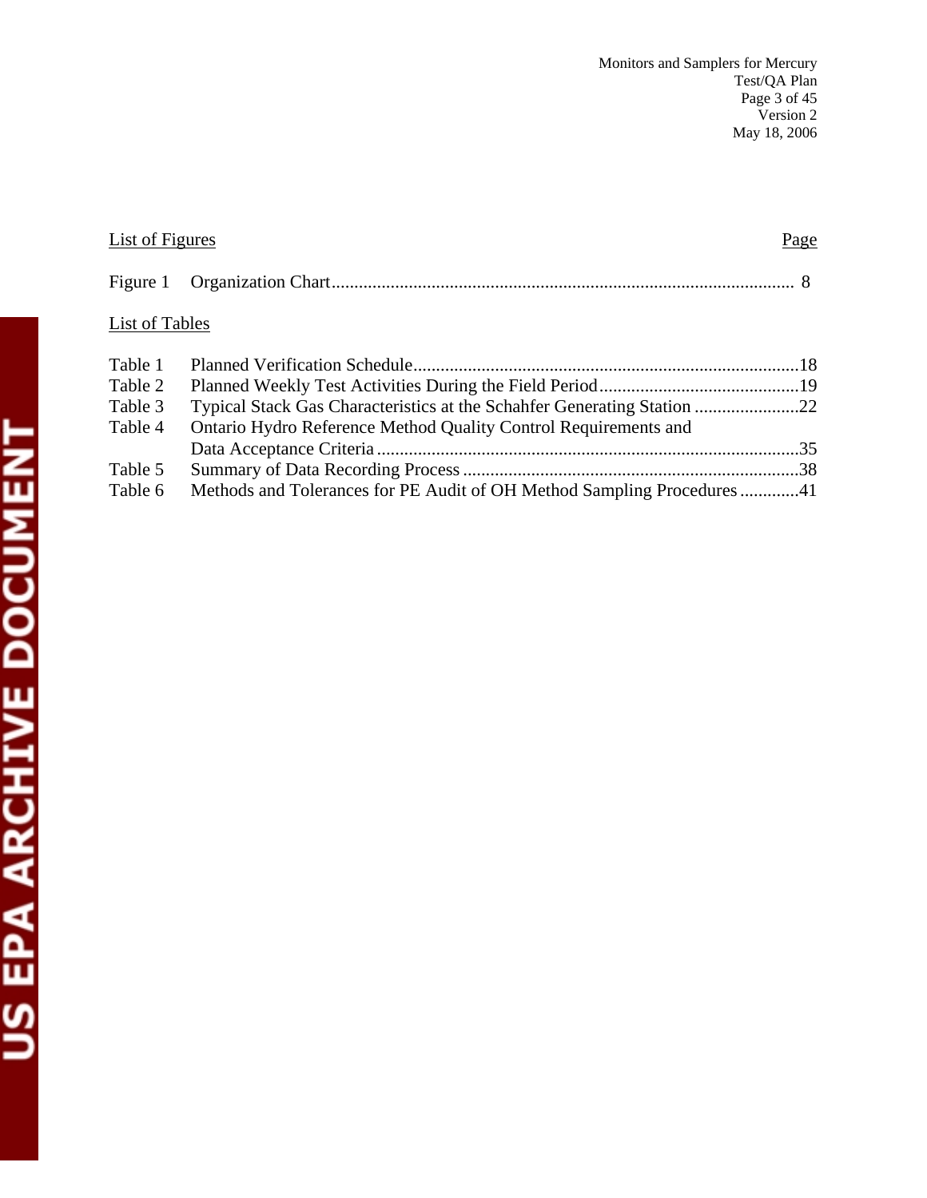List of Figures | Page

| | | |
|---|---|---|
| Figure 1 | Organization Chart | 8 |

List of Tables

| | | |
|---|---|---|
| Table 1 | Planned Verification Schedule | 18 |
| Table 2 | Planned Weekly Test Activities During the Field Period | 19 |
| Table 3 | Typical Stack Gas Characteristics at the Schahfer Generating Station | 22 |
| Table 4 | Ontario Hydro Reference Method Quality Control Requirements and Data Acceptance Criteria | 35 |
| Table 5 | Summary of Data Recording Process | 38 |
| Table 6 | Methods and Tolerances for PE Audit of OH Method Sampling Procedures | 41 |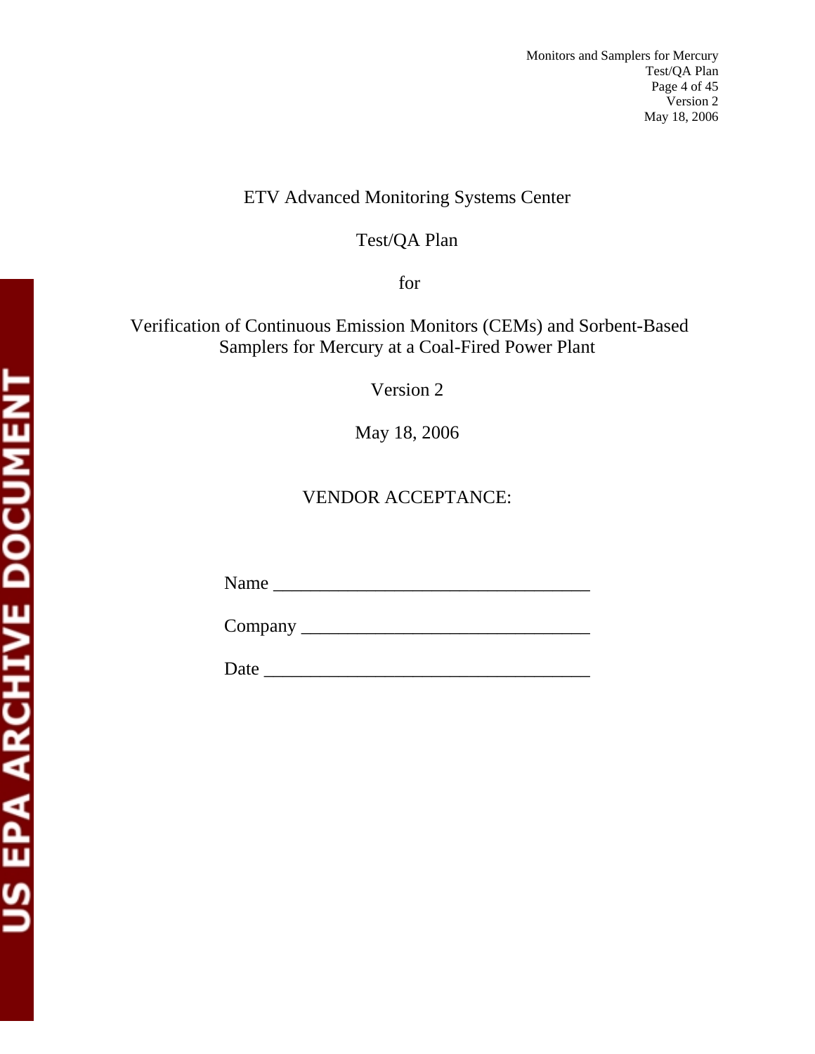ETV Advanced Monitoring Systems Center

Test/QA Plan

for

Verification of Continuous Emission Monitors (CEMs) and Sorbent-Based Samplers for Mercury at a Coal-Fired Power Plant

Version 2

May 18, 2006

VENDOR ACCEPTANCE:

Name ___________________________________

Company ________________________________

Date ____________________________________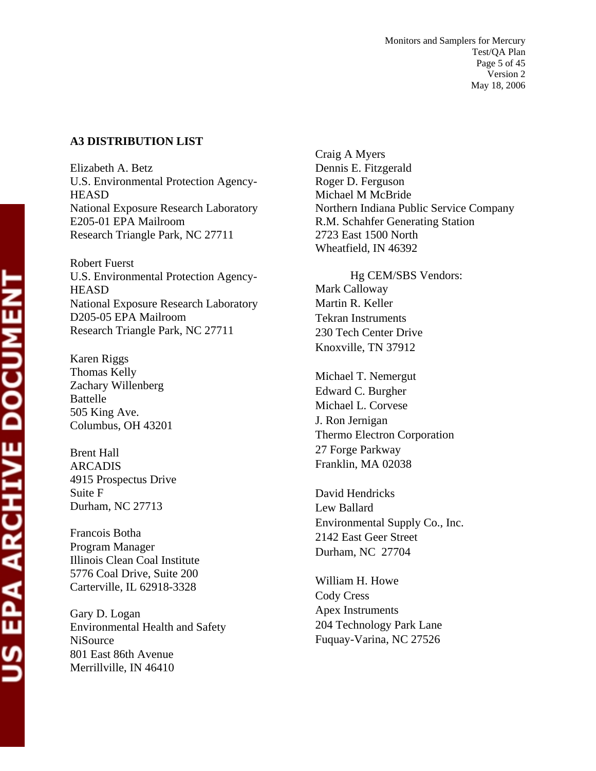## A3 DISTRIBUTION LIST

Elizabeth A. Betz
U.S. Environmental Protection Agency-HEASD
National Exposure Research Laboratory
E205-01 EPA Mailroom
Research Triangle Park, NC 27711

Robert Fuerst
U.S. Environmental Protection Agency-HEASD
National Exposure Research Laboratory
D205-05 EPA Mailroom
Research Triangle Park, NC 27711

Karen Riggs
Thomas Kelly
Zachary Willenberg
Battelle
505 King Ave.
Columbus, OH 43201

Brent Hall
ARCADIS
4915 Prospectus Drive
Suite F
Durham, NC 27713

Francois Botha
Program Manager
Illinois Clean Coal Institute
5776 Coal Drive, Suite 200
Carterville, IL 62918-3328

Gary D. Logan
Environmental Health and Safety
NiSource
801 East 86th Avenue
Merrillville, IN 46410

Craig A Myers
Dennis E. Fitzgerald
Roger D. Ferguson
Michael M McBride
Northern Indiana Public Service Company
R.M. Schahfer Generating Station
2723 East 1500 North
Wheatfield, IN 46392

Hg CEM/SBS Vendors:

Mark Calloway
Martin R. Keller
Tekran Instruments
230 Tech Center Drive
Knoxville, TN 37912

Michael T. Nemergut
Edward C. Burgher
Michael L. Corvese
J. Ron Jernigan
Thermo Electron Corporation
27 Forge Parkway
Franklin, MA 02038

David Hendricks
Lew Ballard
Environmental Supply Co., Inc.
2142 East Geer Street
Durham, NC 27704

William H. Howe
Cody Cress
Apex Instruments
204 Technology Park Lane
Fuquay-Varina, NC 27526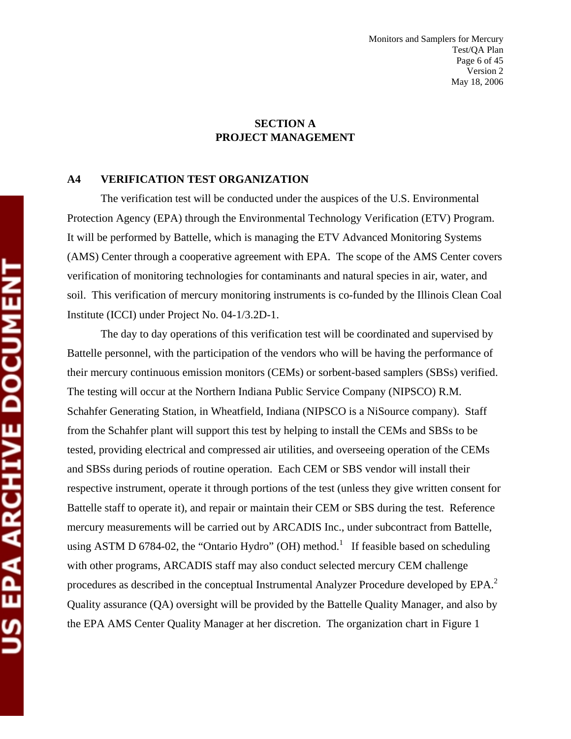## SECTION A
## PROJECT MANAGEMENT

### A4 VERIFICATION TEST ORGANIZATION

The verification test will be conducted under the auspices of the U.S. Environmental Protection Agency (EPA) through the Environmental Technology Verification (ETV) Program. It will be performed by Battelle, which is managing the ETV Advanced Monitoring Systems (AMS) Center through a cooperative agreement with EPA. The scope of the AMS Center covers verification of monitoring technologies for contaminants and natural species in air, water, and soil. This verification of mercury monitoring instruments is co-funded by the Illinois Clean Coal Institute (ICCI) under Project No. 04-1/3.2D-1.

The day to day operations of this verification test will be coordinated and supervised by Battelle personnel, with the participation of the vendors who will be having the performance of their mercury continuous emission monitors (CEMs) or sorbent-based samplers (SBSs) verified. The testing will occur at the Northern Indiana Public Service Company (NIPSCO) R.M. Schahfer Generating Station, in Wheatfield, Indiana (NIPSCO is a NiSource company). Staff from the Schahfer plant will support this test by helping to install the CEMs and SBSs to be tested, providing electrical and compressed air utilities, and overseeing operation of the CEMs and SBSs during periods of routine operation. Each CEM or SBS vendor will install their respective instrument, operate it through portions of the test (unless they give written consent for Battelle staff to operate it), and repair or maintain their CEM or SBS during the test. Reference mercury measurements will be carried out by ARCADIS Inc., under subcontract from Battelle, using ASTM D 6784-02, the "Ontario Hydro" (OH) method.[1] If feasible based on scheduling with other programs, ARCADIS staff may also conduct selected mercury CEM challenge procedures as described in the conceptual Instrumental Analyzer Procedure developed by EPA.[2] Quality assurance (QA) oversight will be provided by the Battelle Quality Manager, and also by the EPA AMS Center Quality Manager at her discretion. The organization chart in Figure 1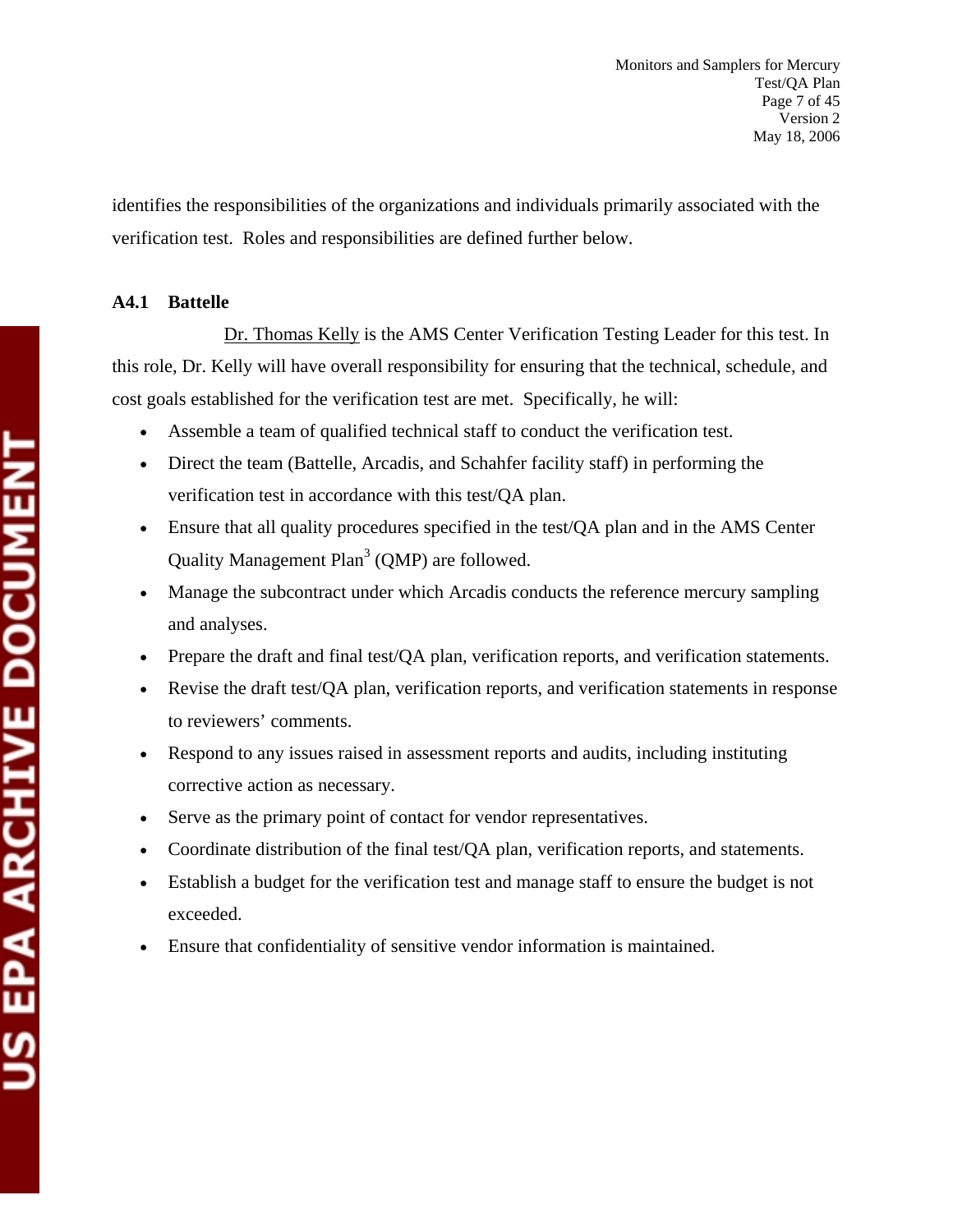identifies the responsibilities of the organizations and individuals primarily associated with the verification test. Roles and responsibilities are defined further below.

### A4.1 Battelle

Dr. Thomas Kelly is the AMS Center Verification Testing Leader for this test. In this role, Dr. Kelly will have overall responsibility for ensuring that the technical, schedule, and cost goals established for the verification test are met. Specifically, he will:

- Assemble a team of qualified technical staff to conduct the verification test.
- Direct the team (Battelle, Arcadis, and Schahfer facility staff) in performing the verification test in accordance with this test/QA plan.
- Ensure that all quality procedures specified in the test/QA plan and in the AMS Center Quality Management Plan[3] (QMP) are followed.
- Manage the subcontract under which Arcadis conducts the reference mercury sampling and analyses.
- Prepare the draft and final test/QA plan, verification reports, and verification statements.
- Revise the draft test/QA plan, verification reports, and verification statements in response to reviewers' comments.
- Respond to any issues raised in assessment reports and audits, including instituting corrective action as necessary.
- Serve as the primary point of contact for vendor representatives.
- Coordinate distribution of the final test/QA plan, verification reports, and statements.
- Establish a budget for the verification test and manage staff to ensure the budget is not exceeded.
- Ensure that confidentiality of sensitive vendor information is maintained.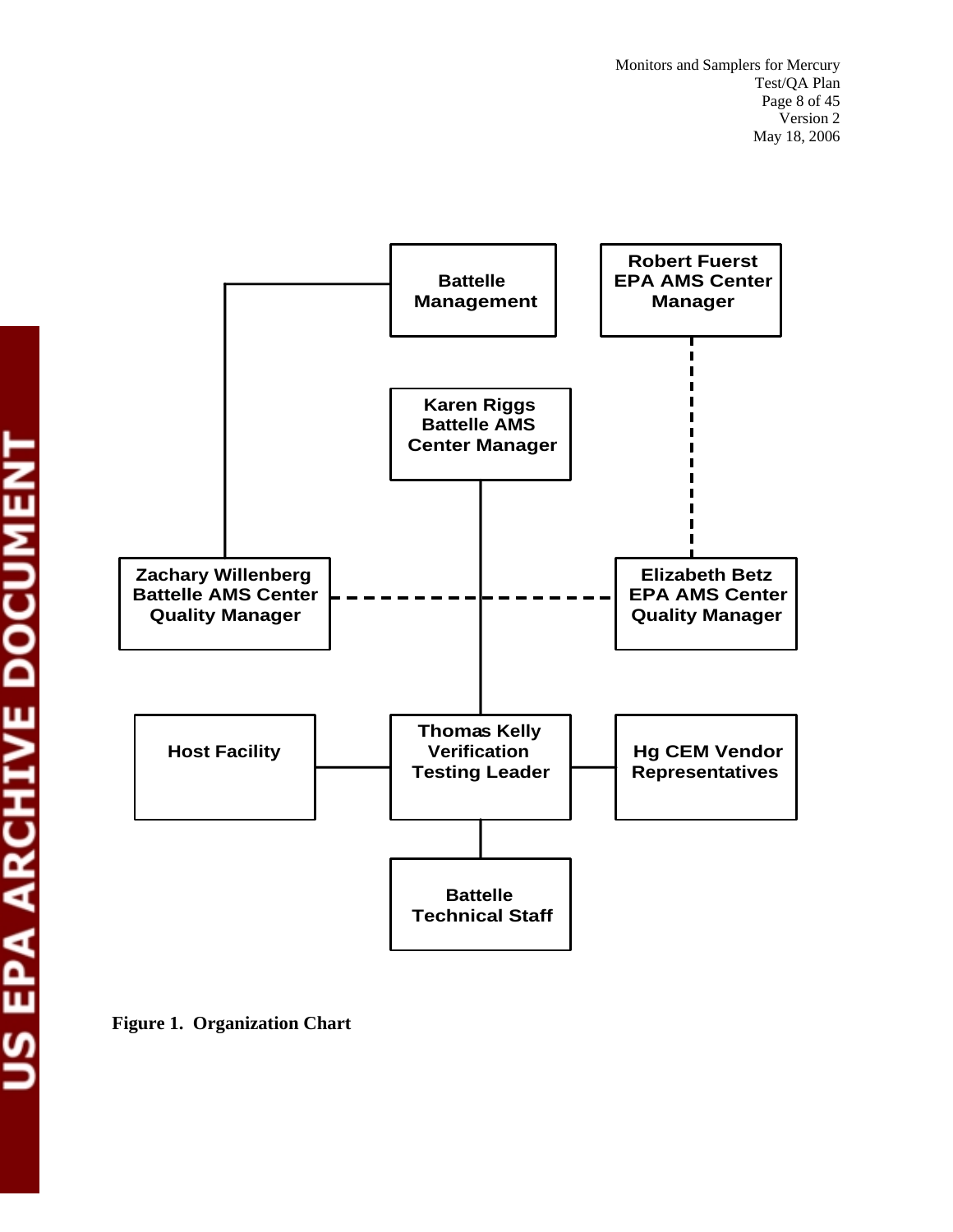Battelle Management

Robert Fuerst
EPA AMS Center
Manager

Karen Riggs
Battelle AMS
Center Manager

Zachary Willenberg
Battelle AMS Center
Quality Manager

Elizabeth Betz
EPA AMS Center
Quality Manager

Host Facility

Thomas Kelly
Verification
Testing Leader

Hg CEM Vendor
Representatives

Battelle
Technical Staff

**Figure 1. Organization Chart**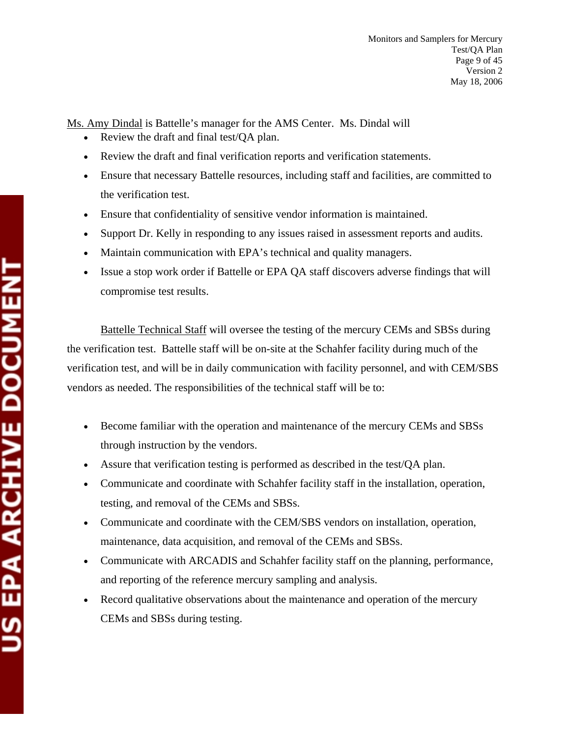Ms. Amy Dindal is Battelle's manager for the AMS Center. Ms. Dindal will

- Review the draft and final test/QA plan.
- Review the draft and final verification reports and verification statements.
- Ensure that necessary Battelle resources, including staff and facilities, are committed to the verification test.
- Ensure that confidentiality of sensitive vendor information is maintained.
- Support Dr. Kelly in responding to any issues raised in assessment reports and audits.
- Maintain communication with EPA's technical and quality managers.
- Issue a stop work order if Battelle or EPA QA staff discovers adverse findings that will compromise test results.

Battelle Technical Staff will oversee the testing of the mercury CEMs and SBSs during the verification test. Battelle staff will be on-site at the Schahfer facility during much of the verification test, and will be in daily communication with facility personnel, and with CEM/SBS vendors as needed. The responsibilities of the technical staff will be to:

- Become familiar with the operation and maintenance of the mercury CEMs and SBSs through instruction by the vendors.
- Assure that verification testing is performed as described in the test/QA plan.
- Communicate and coordinate with Schahfer facility staff in the installation, operation, testing, and removal of the CEMs and SBSs.
- Communicate and coordinate with the CEM/SBS vendors on installation, operation, maintenance, data acquisition, and removal of the CEMs and SBSs.
- Communicate with ARCADIS and Schahfer facility staff on the planning, performance, and reporting of the reference mercury sampling and analysis.
- Record qualitative observations about the maintenance and operation of the mercury CEMs and SBSs during testing.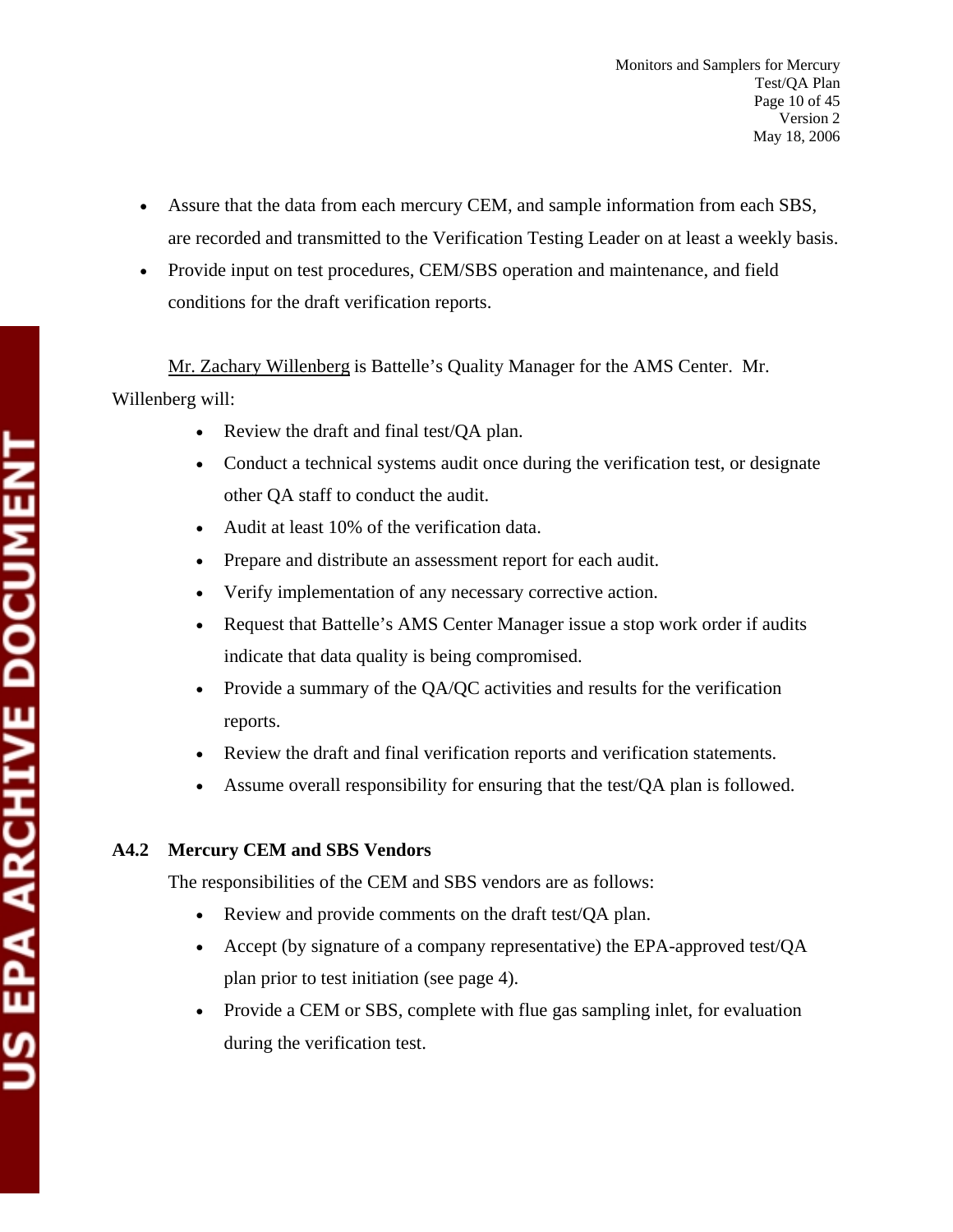- Assure that the data from each mercury CEM, and sample information from each SBS, are recorded and transmitted to the Verification Testing Leader on at least a weekly basis.
- Provide input on test procedures, CEM/SBS operation and maintenance, and field conditions for the draft verification reports.

Mr. Zachary Willenberg is Battelle's Quality Manager for the AMS Center. Mr. Willenberg will:

- Review the draft and final test/QA plan.
- Conduct a technical systems audit once during the verification test, or designate other QA staff to conduct the audit.
- Audit at least 10% of the verification data.
- Prepare and distribute an assessment report for each audit.
- Verify implementation of any necessary corrective action.
- Request that Battelle's AMS Center Manager issue a stop work order if audits indicate that data quality is being compromised.
- Provide a summary of the QA/QC activities and results for the verification reports.
- Review the draft and final verification reports and verification statements.
- Assume overall responsibility for ensuring that the test/QA plan is followed.

### A4.2 Mercury CEM and SBS Vendors

The responsibilities of the CEM and SBS vendors are as follows:

- Review and provide comments on the draft test/QA plan.
- Accept (by signature of a company representative) the EPA-approved test/QA plan prior to test initiation (see page 4).
- Provide a CEM or SBS, complete with flue gas sampling inlet, for evaluation during the verification test.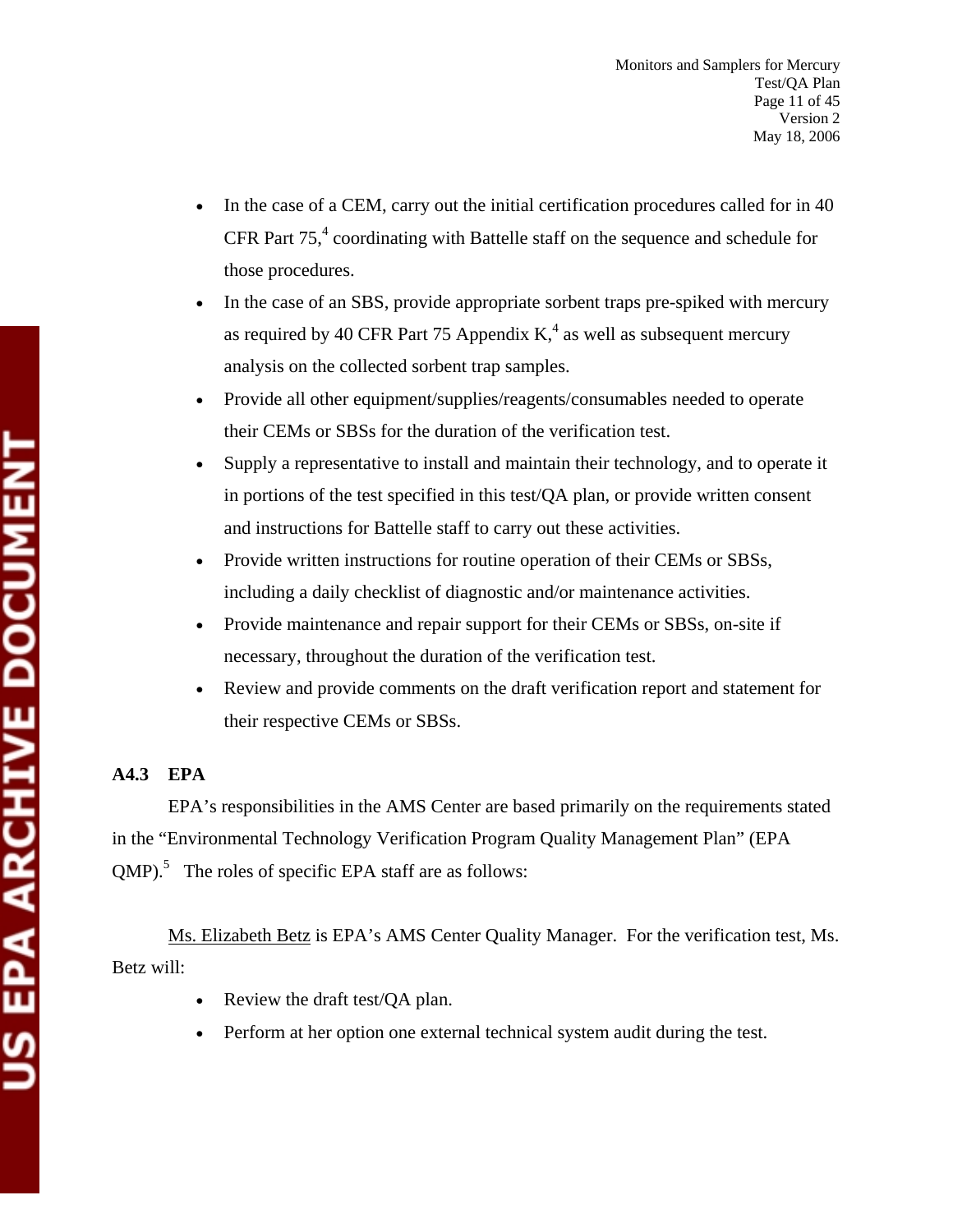- In the case of a CEM, carry out the initial certification procedures called for in 40 CFR Part 75,[4] coordinating with Battelle staff on the sequence and schedule for those procedures.
- In the case of an SBS, provide appropriate sorbent traps pre-spiked with mercury as required by 40 CFR Part 75 Appendix K,[4] as well as subsequent mercury analysis on the collected sorbent trap samples.
- Provide all other equipment/supplies/reagents/consumables needed to operate their CEMs or SBSs for the duration of the verification test.
- Supply a representative to install and maintain their technology, and to operate it in portions of the test specified in this test/QA plan, or provide written consent and instructions for Battelle staff to carry out these activities.
- Provide written instructions for routine operation of their CEMs or SBSs, including a daily checklist of diagnostic and/or maintenance activities.
- Provide maintenance and repair support for their CEMs or SBSs, on-site if necessary, throughout the duration of the verification test.
- Review and provide comments on the draft verification report and statement for their respective CEMs or SBSs.

### A4.3 EPA

EPA's responsibilities in the AMS Center are based primarily on the requirements stated in the "Environmental Technology Verification Program Quality Management Plan" (EPA QMP).[5] The roles of specific EPA staff are as follows:

Ms. Elizabeth Betz is EPA's AMS Center Quality Manager. For the verification test, Ms. Betz will:

- Review the draft test/QA plan.
- Perform at her option one external technical system audit during the test.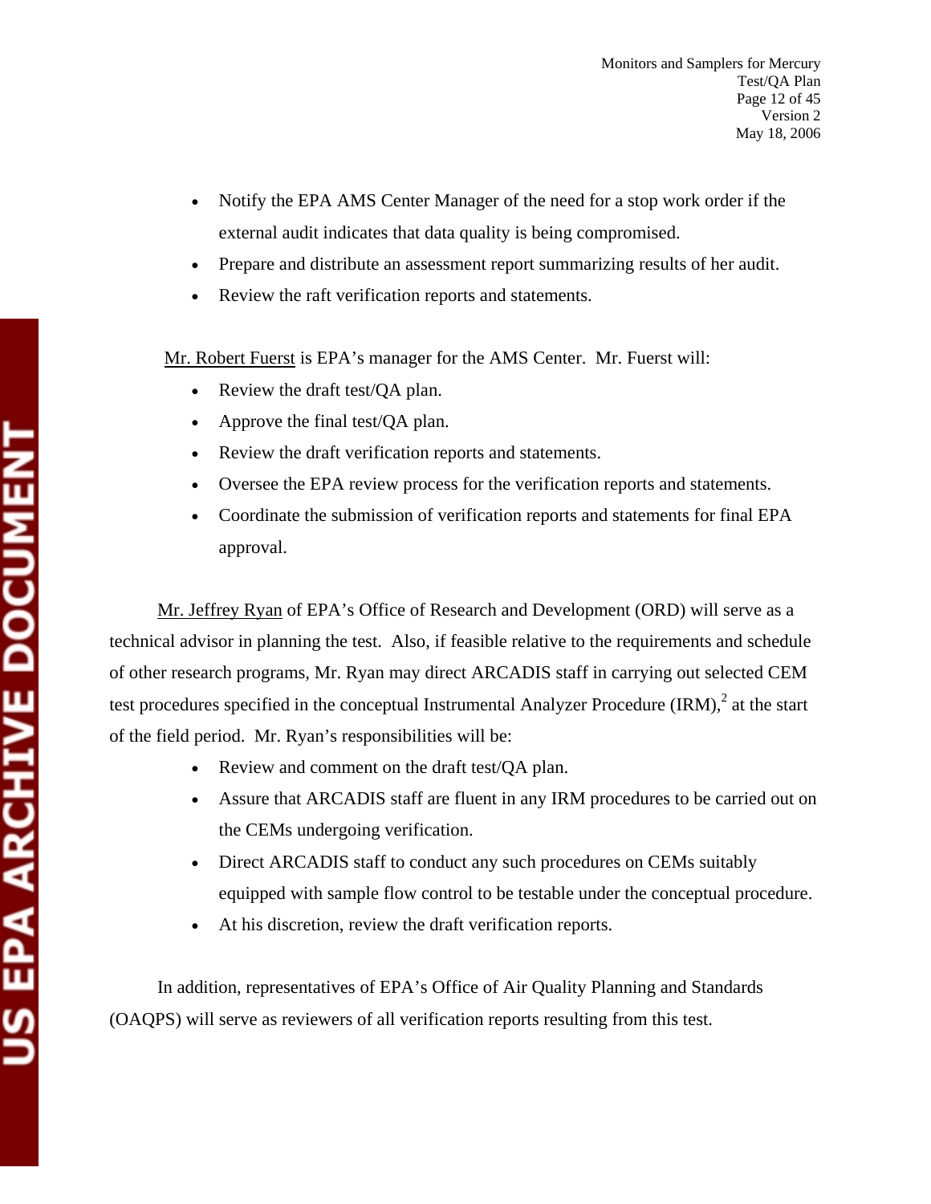- Notify the EPA AMS Center Manager of the need for a stop work order if the external audit indicates that data quality is being compromised.
- Prepare and distribute an assessment report summarizing results of her audit.
- Review the raft verification reports and statements.

Mr. Robert Fuerst is EPA's manager for the AMS Center. Mr. Fuerst will:

- Review the draft test/QA plan.
- Approve the final test/QA plan.
- Review the draft verification reports and statements.
- Oversee the EPA review process for the verification reports and statements.
- Coordinate the submission of verification reports and statements for final EPA approval.

Mr. Jeffrey Ryan of EPA's Office of Research and Development (ORD) will serve as a technical advisor in planning the test. Also, if feasible relative to the requirements and schedule of other research programs, Mr. Ryan may direct ARCADIS staff in carrying out selected CEM test procedures specified in the conceptual Instrumental Analyzer Procedure (IRM),[2] at the start of the field period. Mr. Ryan's responsibilities will be:

- Review and comment on the draft test/QA plan.
- Assure that ARCADIS staff are fluent in any IRM procedures to be carried out on the CEMs undergoing verification.
- Direct ARCADIS staff to conduct any such procedures on CEMs suitably equipped with sample flow control to be testable under the conceptual procedure.
- At his discretion, review the draft verification reports.

In addition, representatives of EPA's Office of Air Quality Planning and Standards (OAQPS) will serve as reviewers of all verification reports resulting from this test.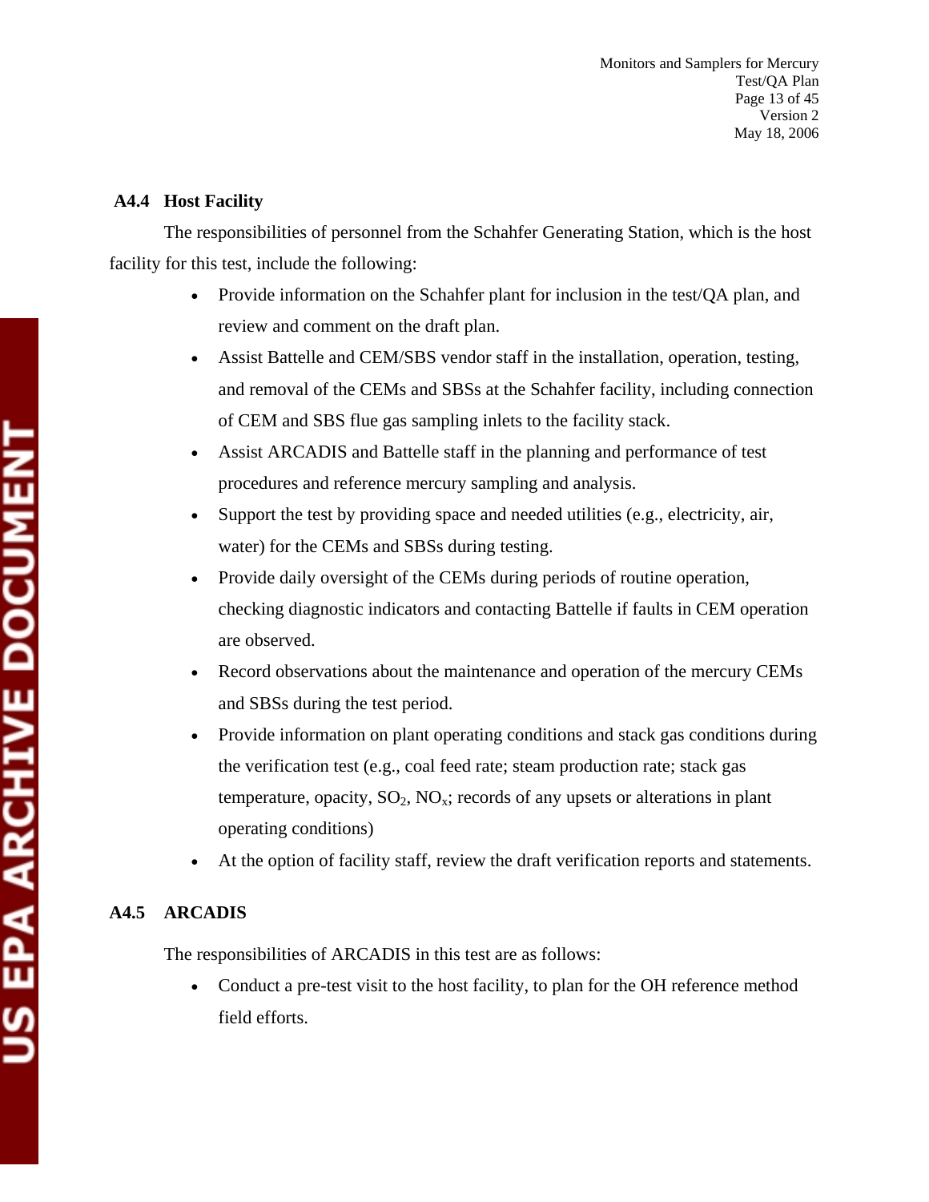### A4.4 Host Facility

The responsibilities of personnel from the Schahfer Generating Station, which is the host facility for this test, include the following:

- Provide information on the Schahfer plant for inclusion in the test/QA plan, and review and comment on the draft plan.
- Assist Battelle and CEM/SBS vendor staff in the installation, operation, testing, and removal of the CEMs and SBSs at the Schahfer facility, including connection of CEM and SBS flue gas sampling inlets to the facility stack.
- Assist ARCADIS and Battelle staff in the planning and performance of test procedures and reference mercury sampling and analysis.
- Support the test by providing space and needed utilities (e.g., electricity, air, water) for the CEMs and SBSs during testing.
- Provide daily oversight of the CEMs during periods of routine operation, checking diagnostic indicators and contacting Battelle if faults in CEM operation are observed.
- Record observations about the maintenance and operation of the mercury CEMs and SBSs during the test period.
- Provide information on plant operating conditions and stack gas conditions during the verification test (e.g., coal feed rate; steam production rate; stack gas temperature, opacity, $SO_2$, $NO_x$; records of any upsets or alterations in plant operating conditions)
- At the option of facility staff, review the draft verification reports and statements.

### A4.5 ARCADIS

The responsibilities of ARCADIS in this test are as follows:

- Conduct a pre-test visit to the host facility, to plan for the OH reference method field efforts.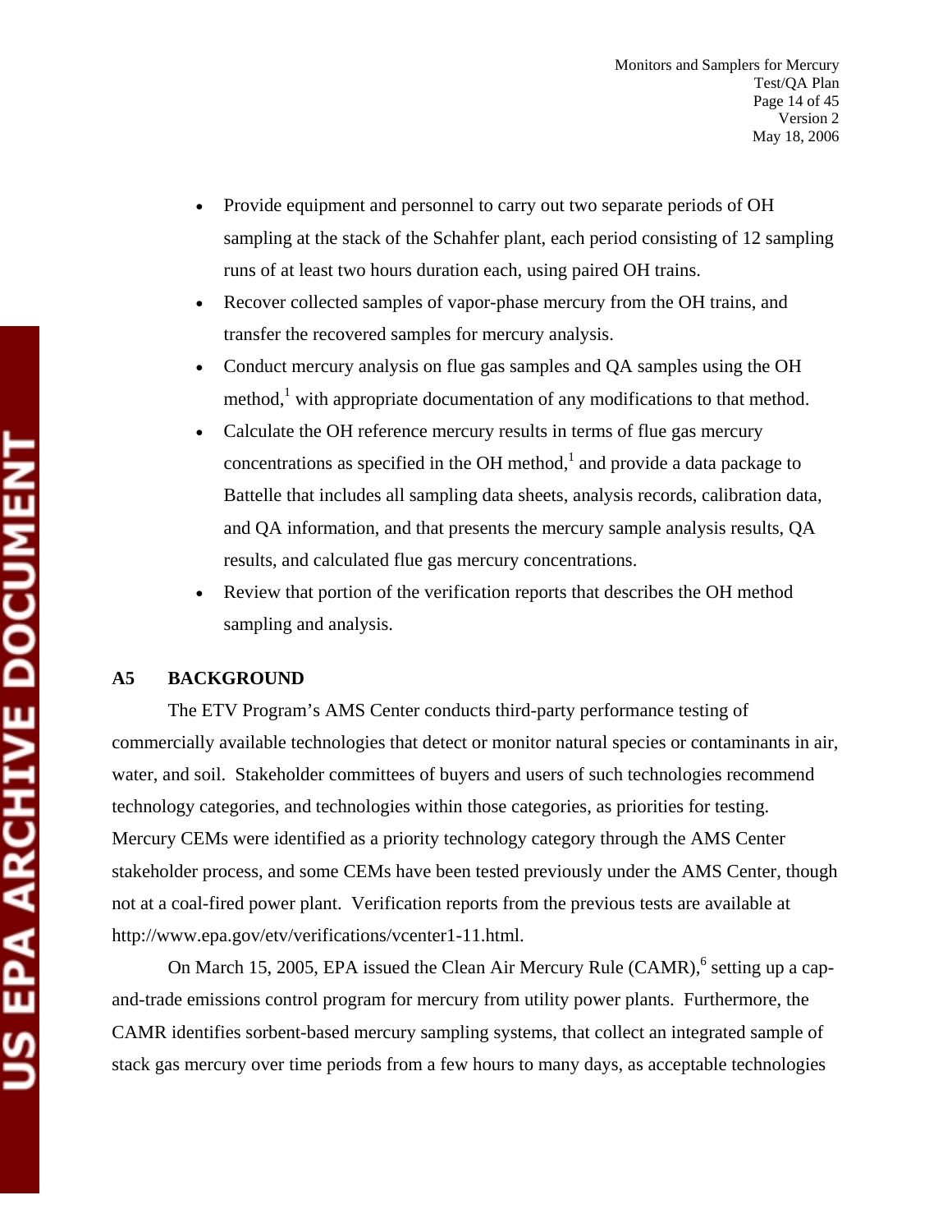- Provide equipment and personnel to carry out two separate periods of OH sampling at the stack of the Schahfer plant, each period consisting of 12 sampling runs of at least two hours duration each, using paired OH trains.
- Recover collected samples of vapor-phase mercury from the OH trains, and transfer the recovered samples for mercury analysis.
- Conduct mercury analysis on flue gas samples and QA samples using the OH method,[1] with appropriate documentation of any modifications to that method.
- Calculate the OH reference mercury results in terms of flue gas mercury concentrations as specified in the OH method,[1] and provide a data package to Battelle that includes all sampling data sheets, analysis records, calibration data, and QA information, and that presents the mercury sample analysis results, QA results, and calculated flue gas mercury concentrations.
- Review that portion of the verification reports that describes the OH method sampling and analysis.

## A5 BACKGROUND

The ETV Program's AMS Center conducts third-party performance testing of commercially available technologies that detect or monitor natural species or contaminants in air, water, and soil. Stakeholder committees of buyers and users of such technologies recommend technology categories, and technologies within those categories, as priorities for testing. Mercury CEMs were identified as a priority technology category through the AMS Center stakeholder process, and some CEMs have been tested previously under the AMS Center, though not at a coal-fired power plant. Verification reports from the previous tests are available at http://www.epa.gov/etv/verifications/vcenter1-11.html.

On March 15, 2005, EPA issued the Clean Air Mercury Rule (CAMR),[6] setting up a cap-and-trade emissions control program for mercury from utility power plants. Furthermore, the CAMR identifies sorbent-based mercury sampling systems, that collect an integrated sample of stack gas mercury over time periods from a few hours to many days, as acceptable technologies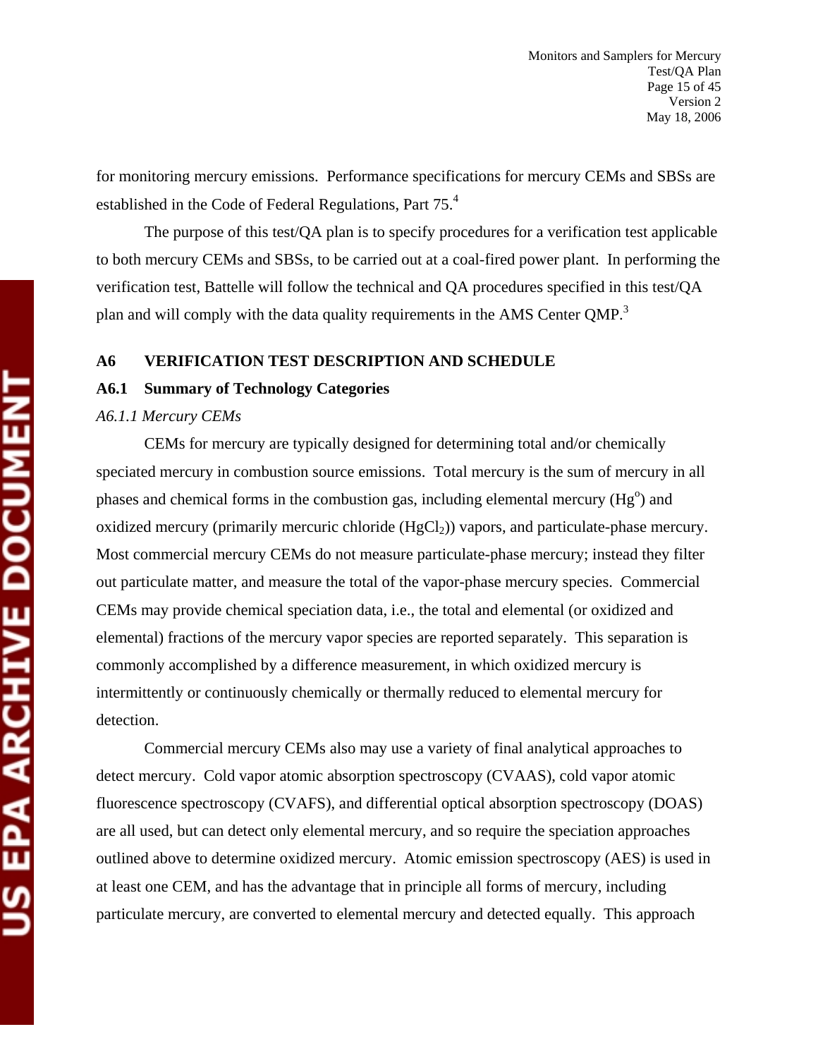for monitoring mercury emissions. Performance specifications for mercury CEMs and SBSs are established in the Code of Federal Regulations, Part 75.[4]

The purpose of this test/QA plan is to specify procedures for a verification test applicable to both mercury CEMs and SBSs, to be carried out at a coal-fired power plant. In performing the verification test, Battelle will follow the technical and QA procedures specified in this test/QA plan and will comply with the data quality requirements in the AMS Center QMP.[3]

## A6 VERIFICATION TEST DESCRIPTION AND SCHEDULE

### A6.1 Summary of Technology Categories

#### *A6.1.1 Mercury CEMs*

CEMs for mercury are typically designed for determining total and/or chemically speciated mercury in combustion source emissions. Total mercury is the sum of mercury in all phases and chemical forms in the combustion gas, including elemental mercury ($Hg^o$) and oxidized mercury (primarily mercuric chloride ($HgCl_2$)) vapors, and particulate-phase mercury. Most commercial mercury CEMs do not measure particulate-phase mercury; instead they filter out particulate matter, and measure the total of the vapor-phase mercury species. Commercial CEMs may provide chemical speciation data, i.e., the total and elemental (or oxidized and elemental) fractions of the mercury vapor species are reported separately. This separation is commonly accomplished by a difference measurement, in which oxidized mercury is intermittently or continuously chemically or thermally reduced to elemental mercury for detection.

Commercial mercury CEMs also may use a variety of final analytical approaches to detect mercury. Cold vapor atomic absorption spectroscopy (CVAAS), cold vapor atomic fluorescence spectroscopy (CVAFS), and differential optical absorption spectroscopy (DOAS) are all used, but can detect only elemental mercury, and so require the speciation approaches outlined above to determine oxidized mercury. Atomic emission spectroscopy (AES) is used in at least one CEM, and has the advantage that in principle all forms of mercury, including particulate mercury, are converted to elemental mercury and detected equally. This approach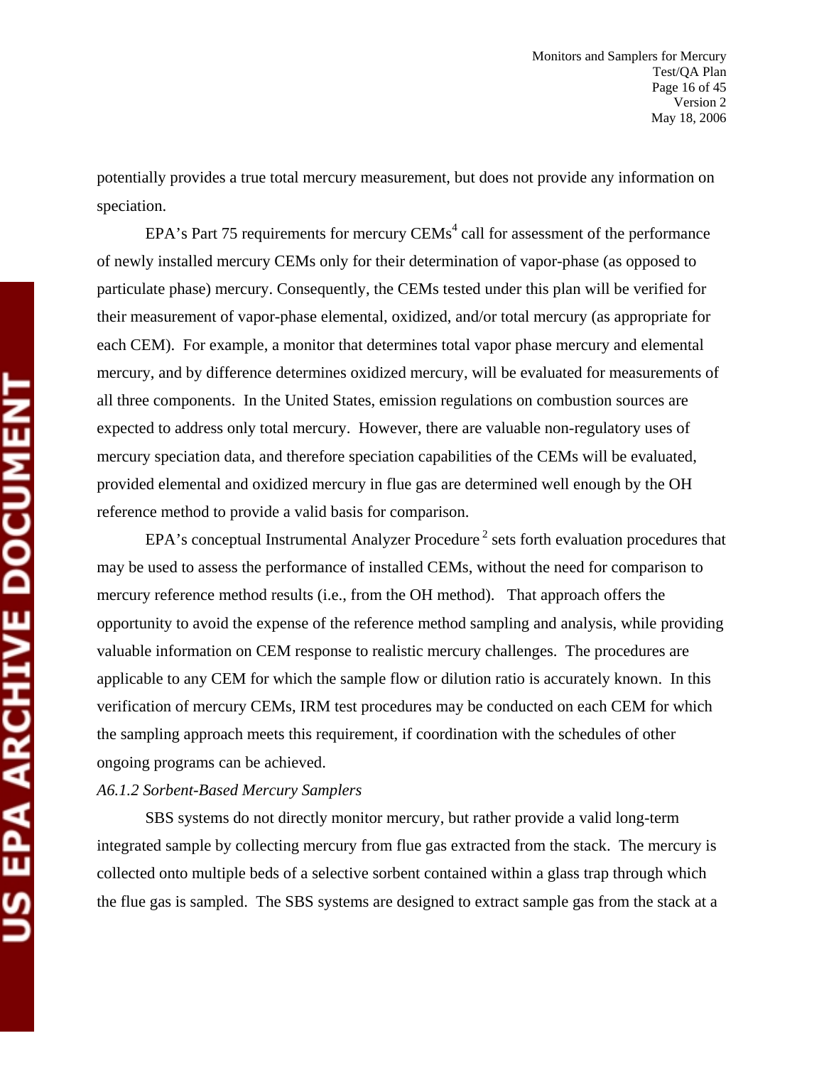potentially provides a true total mercury measurement, but does not provide any information on speciation.

EPA's Part 75 requirements for mercury CEMs[4] call for assessment of the performance of newly installed mercury CEMs only for their determination of vapor-phase (as opposed to particulate phase) mercury. Consequently, the CEMs tested under this plan will be verified for their measurement of vapor-phase elemental, oxidized, and/or total mercury (as appropriate for each CEM). For example, a monitor that determines total vapor phase mercury and elemental mercury, and by difference determines oxidized mercury, will be evaluated for measurements of all three components. In the United States, emission regulations on combustion sources are expected to address only total mercury. However, there are valuable non-regulatory uses of mercury speciation data, and therefore speciation capabilities of the CEMs will be evaluated, provided elemental and oxidized mercury in flue gas are determined well enough by the OH reference method to provide a valid basis for comparison.

EPA's conceptual Instrumental Analyzer Procedure[2] sets forth evaluation procedures that may be used to assess the performance of installed CEMs, without the need for comparison to mercury reference method results (i.e., from the OH method). That approach offers the opportunity to avoid the expense of the reference method sampling and analysis, while providing valuable information on CEM response to realistic mercury challenges. The procedures are applicable to any CEM for which the sample flow or dilution ratio is accurately known. In this verification of mercury CEMs, IRM test procedures may be conducted on each CEM for which the sampling approach meets this requirement, if coordination with the schedules of other ongoing programs can be achieved.

*A6.1.2 Sorbent-Based Mercury Samplers*

SBS systems do not directly monitor mercury, but rather provide a valid long-term integrated sample by collecting mercury from flue gas extracted from the stack. The mercury is collected onto multiple beds of a selective sorbent contained within a glass trap through which the flue gas is sampled. The SBS systems are designed to extract sample gas from the stack at a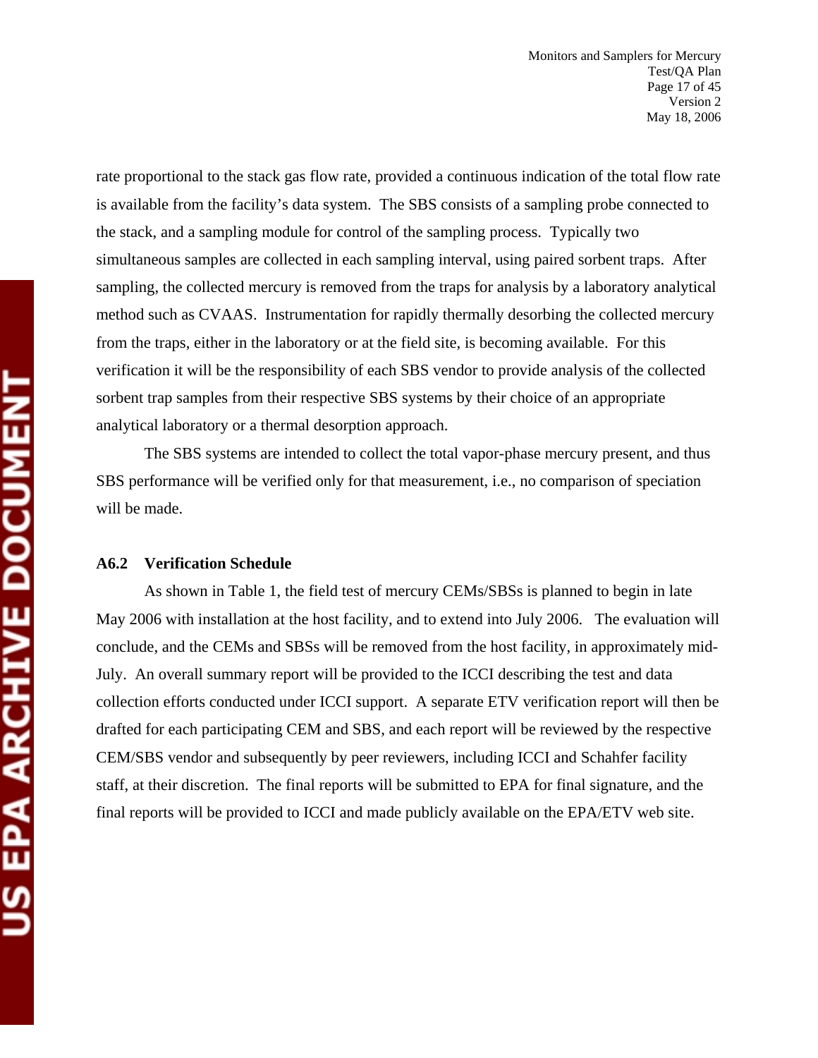rate proportional to the stack gas flow rate, provided a continuous indication of the total flow rate is available from the facility's data system. The SBS consists of a sampling probe connected to the stack, and a sampling module for control of the sampling process. Typically two simultaneous samples are collected in each sampling interval, using paired sorbent traps. After sampling, the collected mercury is removed from the traps for analysis by a laboratory analytical method such as CVAAS. Instrumentation for rapidly thermally desorbing the collected mercury from the traps, either in the laboratory or at the field site, is becoming available. For this verification it will be the responsibility of each SBS vendor to provide analysis of the collected sorbent trap samples from their respective SBS systems by their choice of an appropriate analytical laboratory or a thermal desorption approach.

The SBS systems are intended to collect the total vapor-phase mercury present, and thus SBS performance will be verified only for that measurement, i.e., no comparison of speciation will be made.

### A6.2 Verification Schedule

As shown in Table 1, the field test of mercury CEMs/SBSs is planned to begin in late May 2006 with installation at the host facility, and to extend into July 2006. The evaluation will conclude, and the CEMs and SBSs will be removed from the host facility, in approximately mid-July. An overall summary report will be provided to the ICCI describing the test and data collection efforts conducted under ICCI support. A separate ETV verification report will then be drafted for each participating CEM and SBS, and each report will be reviewed by the respective CEM/SBS vendor and subsequently by peer reviewers, including ICCI and Schahfer facility staff, at their discretion. The final reports will be submitted to EPA for final signature, and the final reports will be provided to ICCI and made publicly available on the EPA/ETV web site.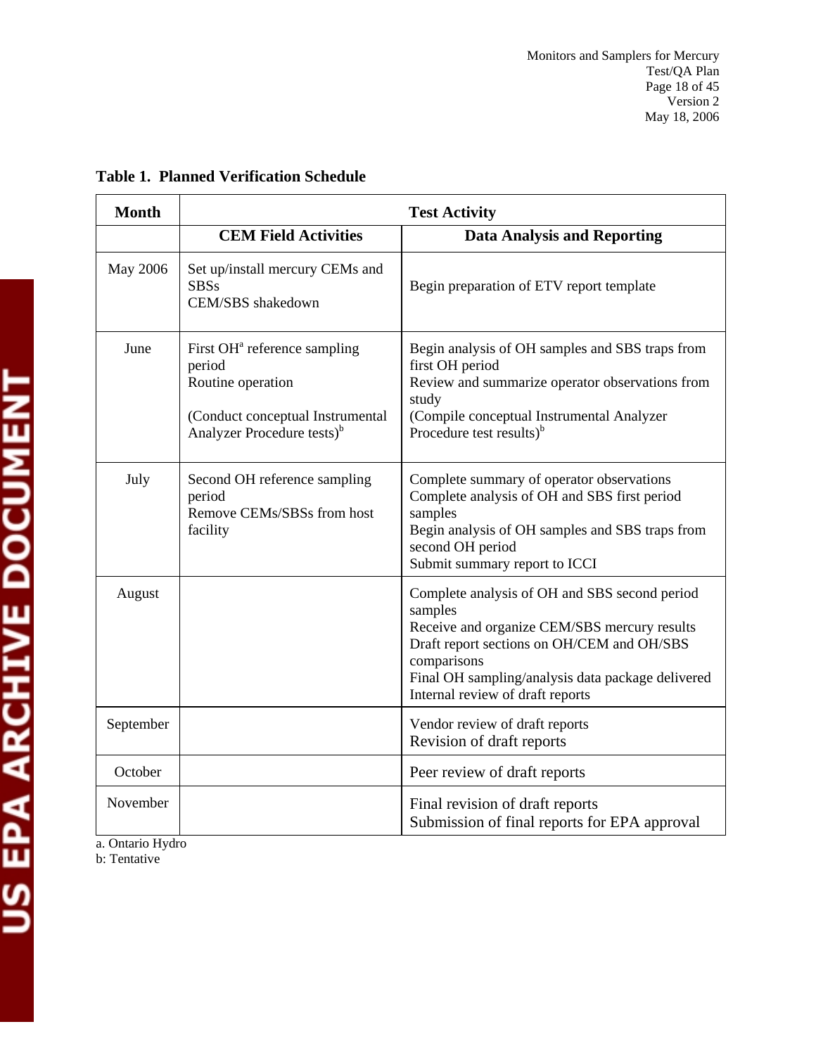**Table 1. Planned Verification Schedule**

| Month | Test Activity | |
|---|---|---|
| | **CEM Field Activities** | **Data Analysis and Reporting** |
| May 2006 | Set up/install mercury CEMs and SBSs<br>CEM/SBS shakedown | Begin preparation of ETV report template |
| June | First OH[a] reference sampling period<br>Routine operation<br><br>(Conduct conceptual Instrumental Analyzer Procedure tests)[b] | Begin analysis of OH samples and SBS traps from first OH period<br>Review and summarize operator observations from study<br>(Compile conceptual Instrumental Analyzer Procedure test results)[b] |
| July | Second OH reference sampling period<br>Remove CEMs/SBSs from host facility | Complete summary of operator observations<br>Complete analysis of OH and SBS first period samples<br>Begin analysis of OH samples and SBS traps from second OH period<br>Submit summary report to ICCI |
| August | | Complete analysis of OH and SBS second period samples<br>Receive and organize CEM/SBS mercury results<br>Draft report sections on OH/CEM and OH/SBS comparisons<br>Final OH sampling/analysis data package delivered<br>Internal review of draft reports |
| September | | Vendor review of draft reports<br>Revision of draft reports |
| October | | Peer review of draft reports |
| November | | Final revision of draft reports<br>Submission of final reports for EPA approval |

a. Ontario Hydro
b: Tentative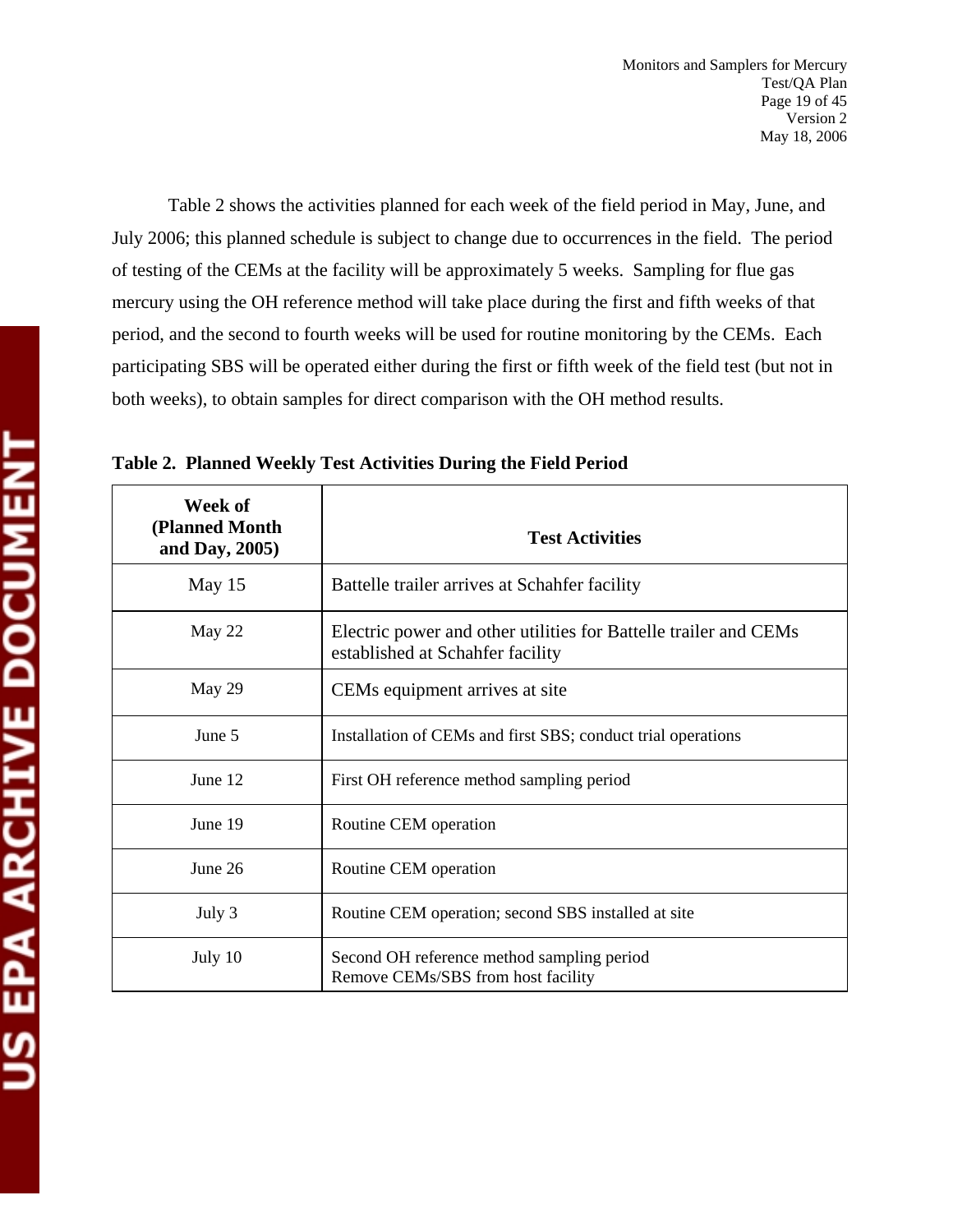Table 2 shows the activities planned for each week of the field period in May, June, and July 2006; this planned schedule is subject to change due to occurrences in the field. The period of testing of the CEMs at the facility will be approximately 5 weeks. Sampling for flue gas mercury using the OH reference method will take place during the first and fifth weeks of that period, and the second to fourth weeks will be used for routine monitoring by the CEMs. Each participating SBS will be operated either during the first or fifth week of the field test (but not in both weeks), to obtain samples for direct comparison with the OH method results.

**Table 2. Planned Weekly Test Activities During the Field Period**

| Week of (Planned Month and Day, 2005) | Test Activities |
|---|---|
| May 15 | Battelle trailer arrives at Schahfer facility |
| May 22 | Electric power and other utilities for Battelle trailer and CEMs established at Schahfer facility |
| May 29 | CEMs equipment arrives at site |
| June 5 | Installation of CEMs and first SBS; conduct trial operations |
| June 12 | First OH reference method sampling period |
| June 19 | Routine CEM operation |
| June 26 | Routine CEM operation |
| July 3 | Routine CEM operation; second SBS installed at site |
| July 10 | Second OH reference method sampling period<br>Remove CEMs/SBS from host facility |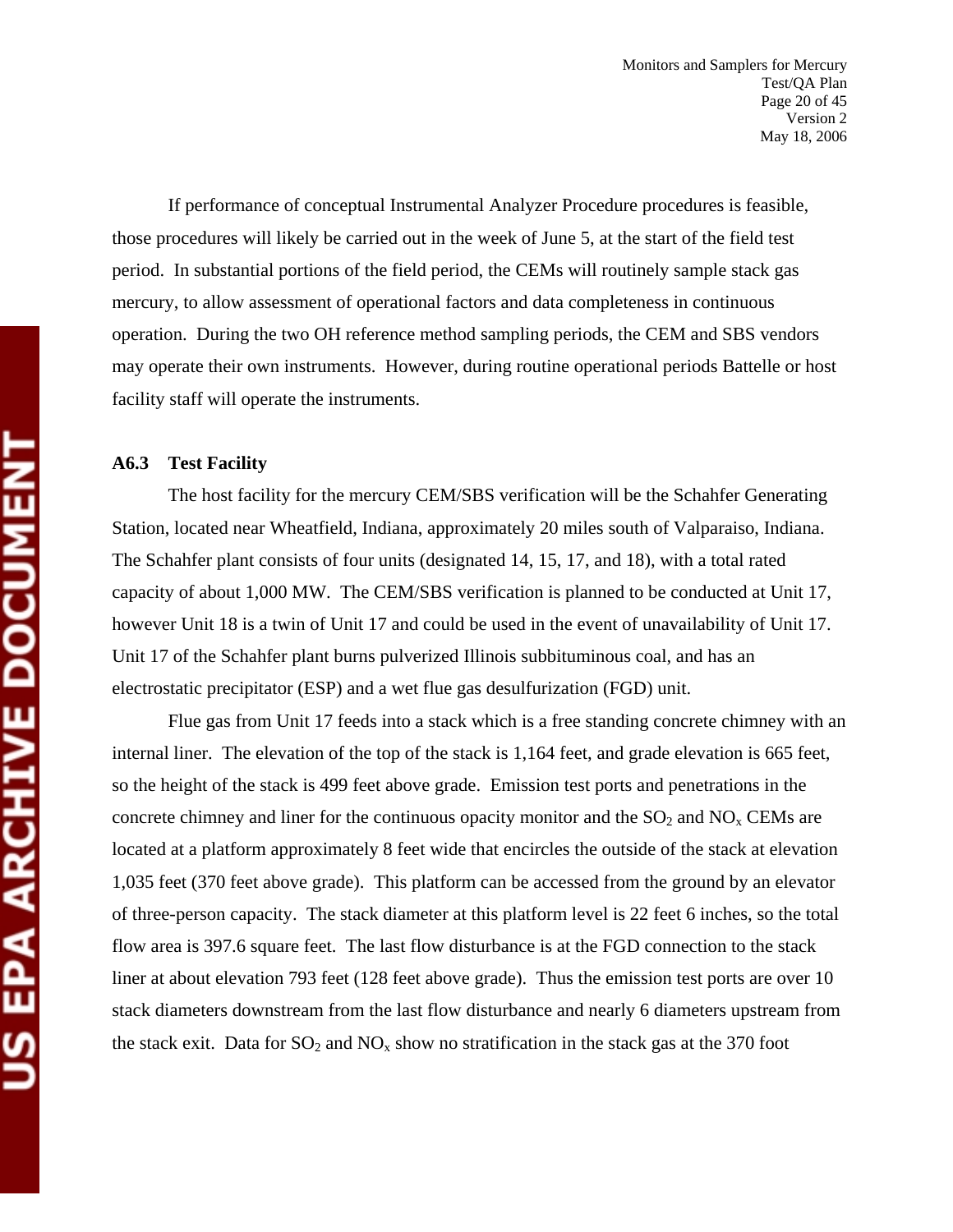If performance of conceptual Instrumental Analyzer Procedure procedures is feasible, those procedures will likely be carried out in the week of June 5, at the start of the field test period. In substantial portions of the field period, the CEMs will routinely sample stack gas mercury, to allow assessment of operational factors and data completeness in continuous operation. During the two OH reference method sampling periods, the CEM and SBS vendors may operate their own instruments. However, during routine operational periods Battelle or host facility staff will operate the instruments.

### A6.3 Test Facility

The host facility for the mercury CEM/SBS verification will be the Schahfer Generating Station, located near Wheatfield, Indiana, approximately 20 miles south of Valparaiso, Indiana. The Schahfer plant consists of four units (designated 14, 15, 17, and 18), with a total rated capacity of about 1,000 MW. The CEM/SBS verification is planned to be conducted at Unit 17, however Unit 18 is a twin of Unit 17 and could be used in the event of unavailability of Unit 17. Unit 17 of the Schahfer plant burns pulverized Illinois subbituminous coal, and has an electrostatic precipitator (ESP) and a wet flue gas desulfurization (FGD) unit.

Flue gas from Unit 17 feeds into a stack which is a free standing concrete chimney with an internal liner. The elevation of the top of the stack is 1,164 feet, and grade elevation is 665 feet, so the height of the stack is 499 feet above grade. Emission test ports and penetrations in the concrete chimney and liner for the continuous opacity monitor and the $SO_2$ and $NO_x$ CEMs are located at a platform approximately 8 feet wide that encircles the outside of the stack at elevation 1,035 feet (370 feet above grade). This platform can be accessed from the ground by an elevator of three-person capacity. The stack diameter at this platform level is 22 feet 6 inches, so the total flow area is 397.6 square feet. The last flow disturbance is at the FGD connection to the stack liner at about elevation 793 feet (128 feet above grade). Thus the emission test ports are over 10 stack diameters downstream from the last flow disturbance and nearly 6 diameters upstream from the stack exit. Data for $SO_2$ and $NO_x$ show no stratification in the stack gas at the 370 foot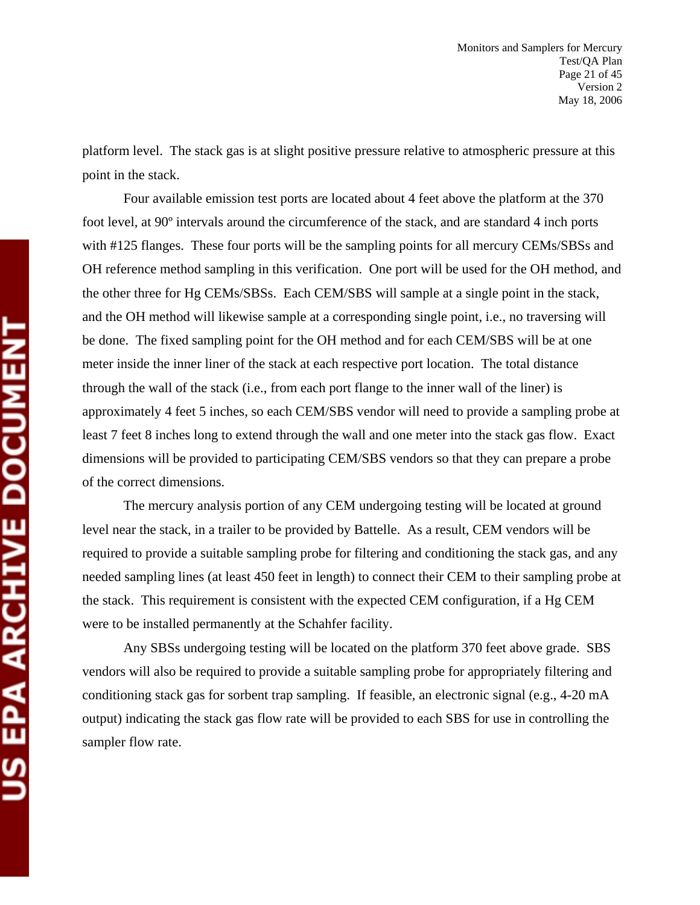platform level. The stack gas is at slight positive pressure relative to atmospheric pressure at this point in the stack.

Four available emission test ports are located about 4 feet above the platform at the 370 foot level, at 90º intervals around the circumference of the stack, and are standard 4 inch ports with #125 flanges. These four ports will be the sampling points for all mercury CEMs/SBSs and OH reference method sampling in this verification. One port will be used for the OH method, and the other three for Hg CEMs/SBSs. Each CEM/SBS will sample at a single point in the stack, and the OH method will likewise sample at a corresponding single point, i.e., no traversing will be done. The fixed sampling point for the OH method and for each CEM/SBS will be at one meter inside the inner liner of the stack at each respective port location. The total distance through the wall of the stack (i.e., from each port flange to the inner wall of the liner) is approximately 4 feet 5 inches, so each CEM/SBS vendor will need to provide a sampling probe at least 7 feet 8 inches long to extend through the wall and one meter into the stack gas flow. Exact dimensions will be provided to participating CEM/SBS vendors so that they can prepare a probe of the correct dimensions.

The mercury analysis portion of any CEM undergoing testing will be located at ground level near the stack, in a trailer to be provided by Battelle. As a result, CEM vendors will be required to provide a suitable sampling probe for filtering and conditioning the stack gas, and any needed sampling lines (at least 450 feet in length) to connect their CEM to their sampling probe at the stack. This requirement is consistent with the expected CEM configuration, if a Hg CEM were to be installed permanently at the Schahfer facility.

Any SBSs undergoing testing will be located on the platform 370 feet above grade. SBS vendors will also be required to provide a suitable sampling probe for appropriately filtering and conditioning stack gas for sorbent trap sampling. If feasible, an electronic signal (e.g., 4-20 mA output) indicating the stack gas flow rate will be provided to each SBS for use in controlling the sampler flow rate.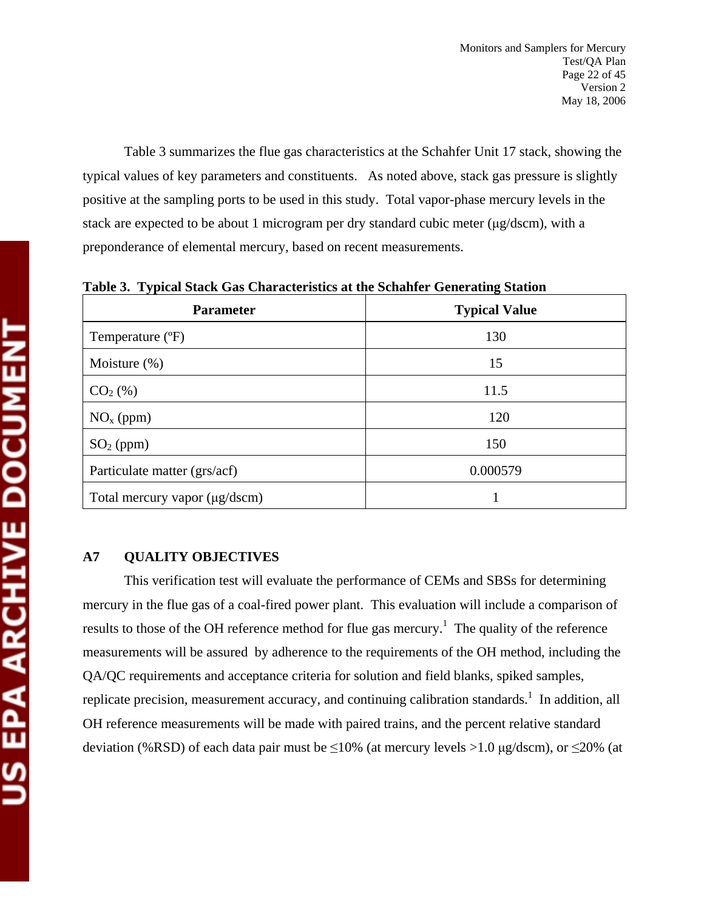Table 3 summarizes the flue gas characteristics at the Schahfer Unit 17 stack, showing the typical values of key parameters and constituents. As noted above, stack gas pressure is slightly positive at the sampling ports to be used in this study. Total vapor-phase mercury levels in the stack are expected to be about 1 microgram per dry standard cubic meter (µg/dscm), with a preponderance of elemental mercury, based on recent measurements.

**Table 3. Typical Stack Gas Characteristics at the Schahfer Generating Station**

| Parameter | Typical Value |
|---|---|
| Temperature (ºF) | 130 |
| Moisture (%) | 15 |
| $CO_2$ (%) | 11.5 |
| $NO_x$ (ppm) | 120 |
| $SO_2$ (ppm) | 150 |
| Particulate matter (grs/acf) | 0.000579 |
| Total mercury vapor (µg/dscm) | 1 |

## A7 QUALITY OBJECTIVES

This verification test will evaluate the performance of CEMs and SBSs for determining mercury in the flue gas of a coal-fired power plant. This evaluation will include a comparison of results to those of the OH reference method for flue gas mercury.[1] The quality of the reference measurements will be assured by adherence to the requirements of the OH method, including the QA/QC requirements and acceptance criteria for solution and field blanks, spiked samples, replicate precision, measurement accuracy, and continuing calibration standards.[1] In addition, all OH reference measurements will be made with paired trains, and the percent relative standard deviation (%RSD) of each data pair must be ≤10% (at mercury levels >1.0 µg/dscm), or ≤20% (at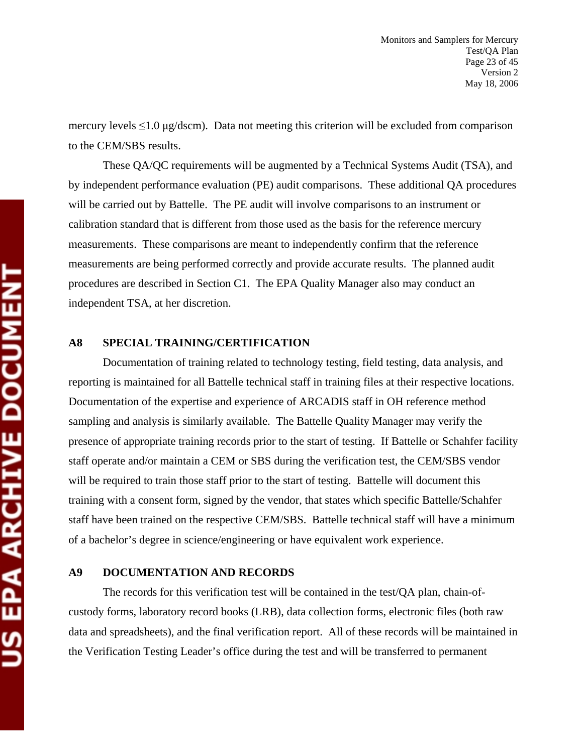mercury levels ≤1.0 μg/dscm). Data not meeting this criterion will be excluded from comparison to the CEM/SBS results.

These QA/QC requirements will be augmented by a Technical Systems Audit (TSA), and by independent performance evaluation (PE) audit comparisons. These additional QA procedures will be carried out by Battelle. The PE audit will involve comparisons to an instrument or calibration standard that is different from those used as the basis for the reference mercury measurements. These comparisons are meant to independently confirm that the reference measurements are being performed correctly and provide accurate results. The planned audit procedures are described in Section C1. The EPA Quality Manager also may conduct an independent TSA, at her discretion.

## A8 SPECIAL TRAINING/CERTIFICATION

Documentation of training related to technology testing, field testing, data analysis, and reporting is maintained for all Battelle technical staff in training files at their respective locations. Documentation of the expertise and experience of ARCADIS staff in OH reference method sampling and analysis is similarly available. The Battelle Quality Manager may verify the presence of appropriate training records prior to the start of testing. If Battelle or Schahfer facility staff operate and/or maintain a CEM or SBS during the verification test, the CEM/SBS vendor will be required to train those staff prior to the start of testing. Battelle will document this training with a consent form, signed by the vendor, that states which specific Battelle/Schahfer staff have been trained on the respective CEM/SBS. Battelle technical staff will have a minimum of a bachelor's degree in science/engineering or have equivalent work experience.

## A9 DOCUMENTATION AND RECORDS

The records for this verification test will be contained in the test/QA plan, chain-of-custody forms, laboratory record books (LRB), data collection forms, electronic files (both raw data and spreadsheets), and the final verification report. All of these records will be maintained in the Verification Testing Leader's office during the test and will be transferred to permanent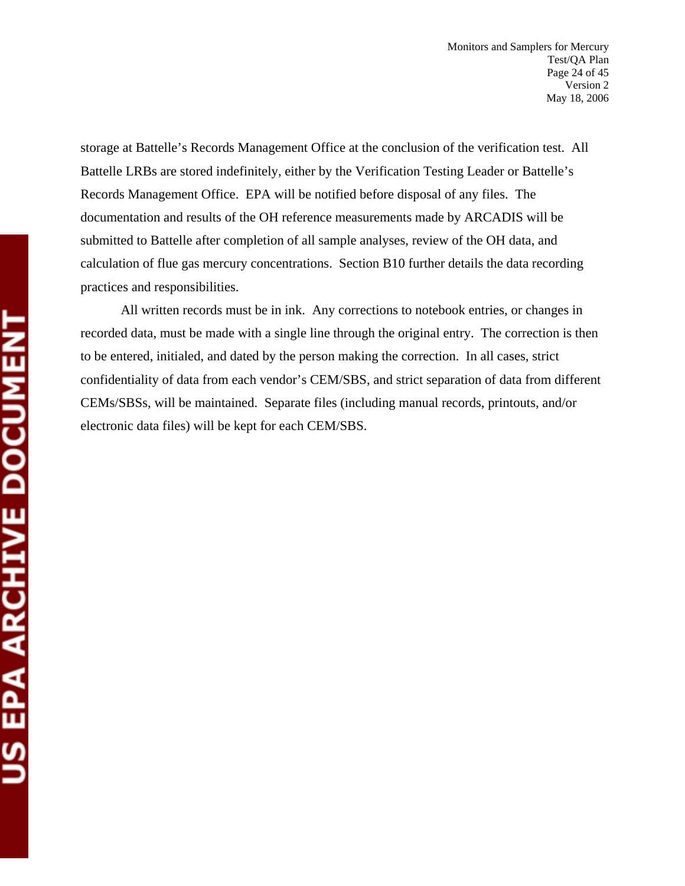storage at Battelle's Records Management Office at the conclusion of the verification test. All Battelle LRBs are stored indefinitely, either by the Verification Testing Leader or Battelle's Records Management Office. EPA will be notified before disposal of any files. The documentation and results of the OH reference measurements made by ARCADIS will be submitted to Battelle after completion of all sample analyses, review of the OH data, and calculation of flue gas mercury concentrations. Section B10 further details the data recording practices and responsibilities.

All written records must be in ink. Any corrections to notebook entries, or changes in recorded data, must be made with a single line through the original entry. The correction is then to be entered, initialed, and dated by the person making the correction. In all cases, strict confidentiality of data from each vendor's CEM/SBS, and strict separation of data from different CEMs/SBSs, will be maintained. Separate files (including manual records, printouts, and/or electronic data files) will be kept for each CEM/SBS.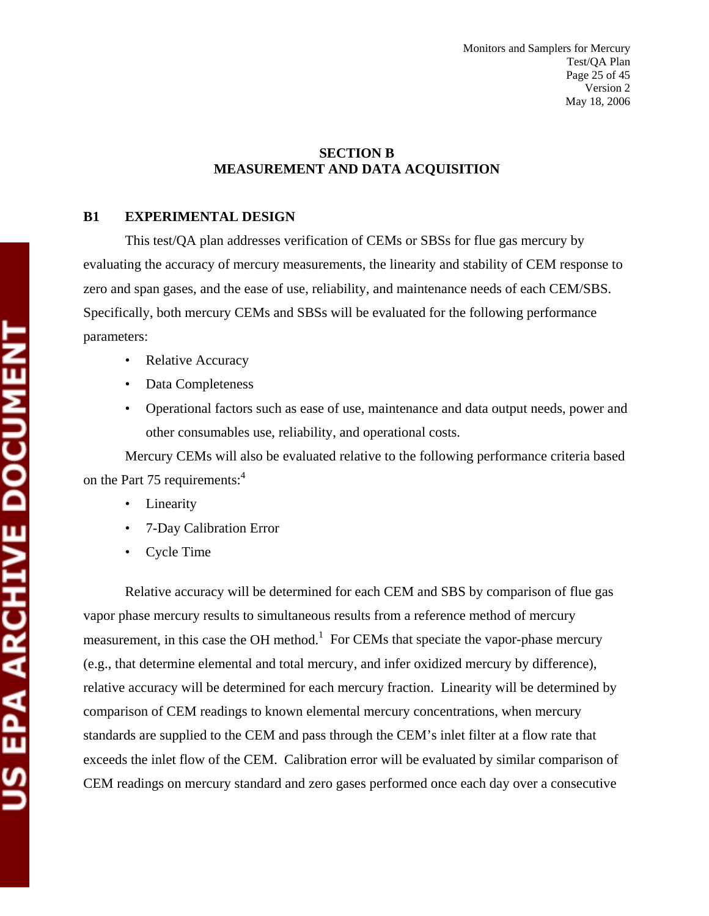## SECTION B
## MEASUREMENT AND DATA ACQUISITION

### B1 EXPERIMENTAL DESIGN

This test/QA plan addresses verification of CEMs or SBSs for flue gas mercury by evaluating the accuracy of mercury measurements, the linearity and stability of CEM response to zero and span gases, and the ease of use, reliability, and maintenance needs of each CEM/SBS. Specifically, both mercury CEMs and SBSs will be evaluated for the following performance parameters:

- Relative Accuracy
- Data Completeness
- Operational factors such as ease of use, maintenance and data output needs, power and other consumables use, reliability, and operational costs.

Mercury CEMs will also be evaluated relative to the following performance criteria based on the Part 75 requirements:[4]

- Linearity
- 7-Day Calibration Error
- Cycle Time

Relative accuracy will be determined for each CEM and SBS by comparison of flue gas vapor phase mercury results to simultaneous results from a reference method of mercury measurement, in this case the OH method.[1] For CEMs that speciate the vapor-phase mercury (e.g., that determine elemental and total mercury, and infer oxidized mercury by difference), relative accuracy will be determined for each mercury fraction. Linearity will be determined by comparison of CEM readings to known elemental mercury concentrations, when mercury standards are supplied to the CEM and pass through the CEM's inlet filter at a flow rate that exceeds the inlet flow of the CEM. Calibration error will be evaluated by similar comparison of CEM readings on mercury standard and zero gases performed once each day over a consecutive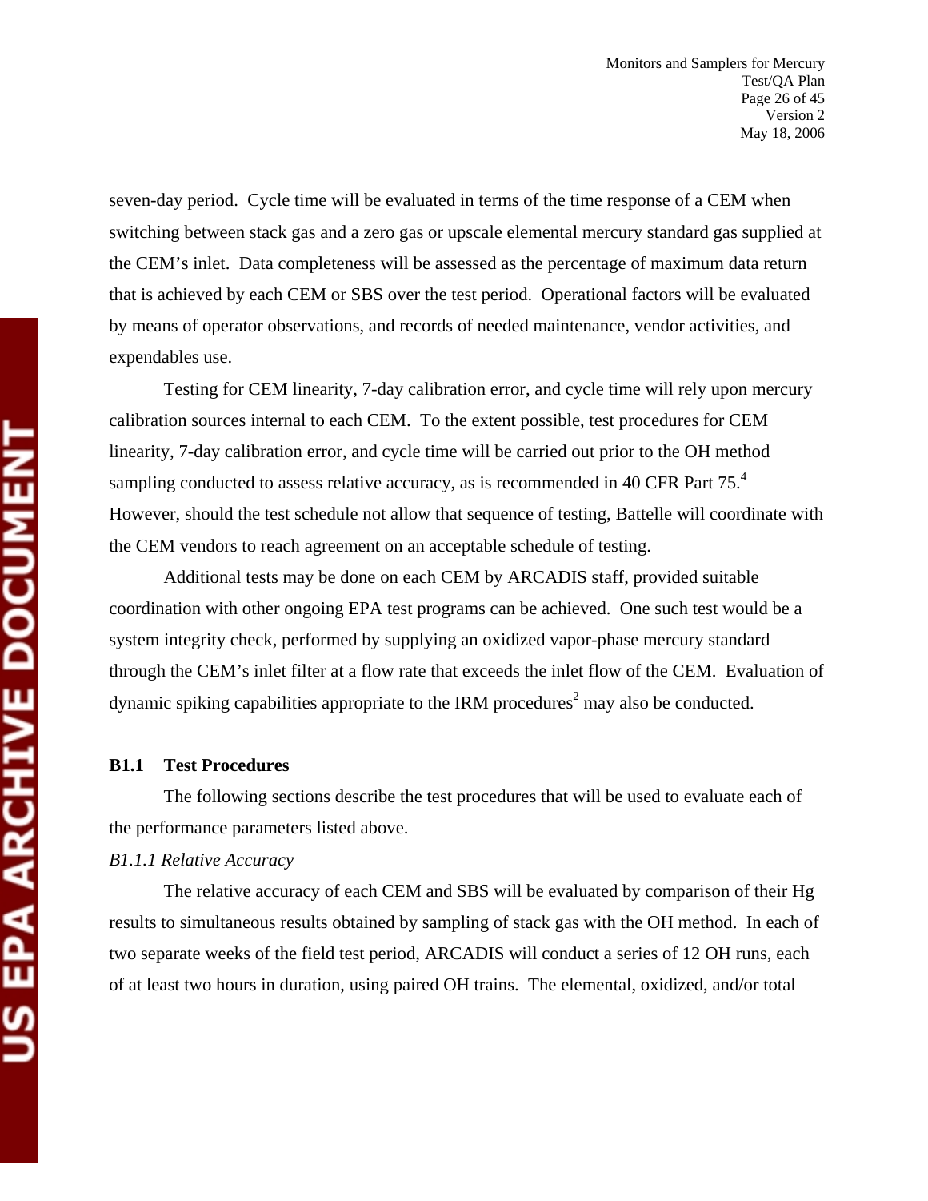seven-day period. Cycle time will be evaluated in terms of the time response of a CEM when switching between stack gas and a zero gas or upscale elemental mercury standard gas supplied at the CEM's inlet. Data completeness will be assessed as the percentage of maximum data return that is achieved by each CEM or SBS over the test period. Operational factors will be evaluated by means of operator observations, and records of needed maintenance, vendor activities, and expendables use.

Testing for CEM linearity, 7-day calibration error, and cycle time will rely upon mercury calibration sources internal to each CEM. To the extent possible, test procedures for CEM linearity, 7-day calibration error, and cycle time will be carried out prior to the OH method sampling conducted to assess relative accuracy, as is recommended in 40 CFR Part 75.[4] However, should the test schedule not allow that sequence of testing, Battelle will coordinate with the CEM vendors to reach agreement on an acceptable schedule of testing.

Additional tests may be done on each CEM by ARCADIS staff, provided suitable coordination with other ongoing EPA test programs can be achieved. One such test would be a system integrity check, performed by supplying an oxidized vapor-phase mercury standard through the CEM's inlet filter at a flow rate that exceeds the inlet flow of the CEM. Evaluation of dynamic spiking capabilities appropriate to the IRM procedures[2] may also be conducted.

### B1.1 Test Procedures

The following sections describe the test procedures that will be used to evaluate each of the performance parameters listed above.

*B1.1.1 Relative Accuracy*

The relative accuracy of each CEM and SBS will be evaluated by comparison of their Hg results to simultaneous results obtained by sampling of stack gas with the OH method. In each of two separate weeks of the field test period, ARCADIS will conduct a series of 12 OH runs, each of at least two hours in duration, using paired OH trains. The elemental, oxidized, and/or total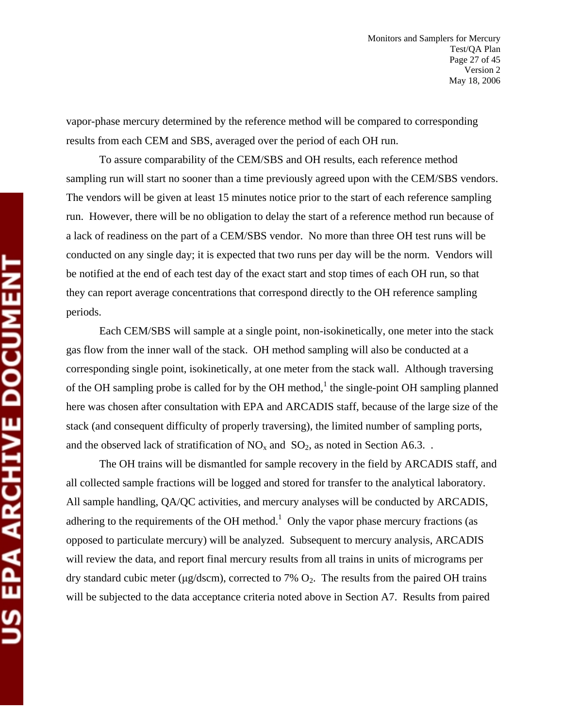vapor-phase mercury determined by the reference method will be compared to corresponding results from each CEM and SBS, averaged over the period of each OH run.

To assure comparability of the CEM/SBS and OH results, each reference method sampling run will start no sooner than a time previously agreed upon with the CEM/SBS vendors. The vendors will be given at least 15 minutes notice prior to the start of each reference sampling run. However, there will be no obligation to delay the start of a reference method run because of a lack of readiness on the part of a CEM/SBS vendor. No more than three OH test runs will be conducted on any single day; it is expected that two runs per day will be the norm. Vendors will be notified at the end of each test day of the exact start and stop times of each OH run, so that they can report average concentrations that correspond directly to the OH reference sampling periods.

Each CEM/SBS will sample at a single point, non-isokinetically, one meter into the stack gas flow from the inner wall of the stack. OH method sampling will also be conducted at a corresponding single point, isokinetically, at one meter from the stack wall. Although traversing of the OH sampling probe is called for by the OH method,[1] the single-point OH sampling planned here was chosen after consultation with EPA and ARCADIS staff, because of the large size of the stack (and consequent difficulty of properly traversing), the limited number of sampling ports, and the observed lack of stratification of $NO_x$ and $SO_2$, as noted in Section A6.3. .

The OH trains will be dismantled for sample recovery in the field by ARCADIS staff, and all collected sample fractions will be logged and stored for transfer to the analytical laboratory. All sample handling, QA/QC activities, and mercury analyses will be conducted by ARCADIS, adhering to the requirements of the OH method.[1] Only the vapor phase mercury fractions (as opposed to particulate mercury) will be analyzed. Subsequent to mercury analysis, ARCADIS will review the data, and report final mercury results from all trains in units of micrograms per dry standard cubic meter (µg/dscm), corrected to 7% $O_2$. The results from the paired OH trains will be subjected to the data acceptance criteria noted above in Section A7. Results from paired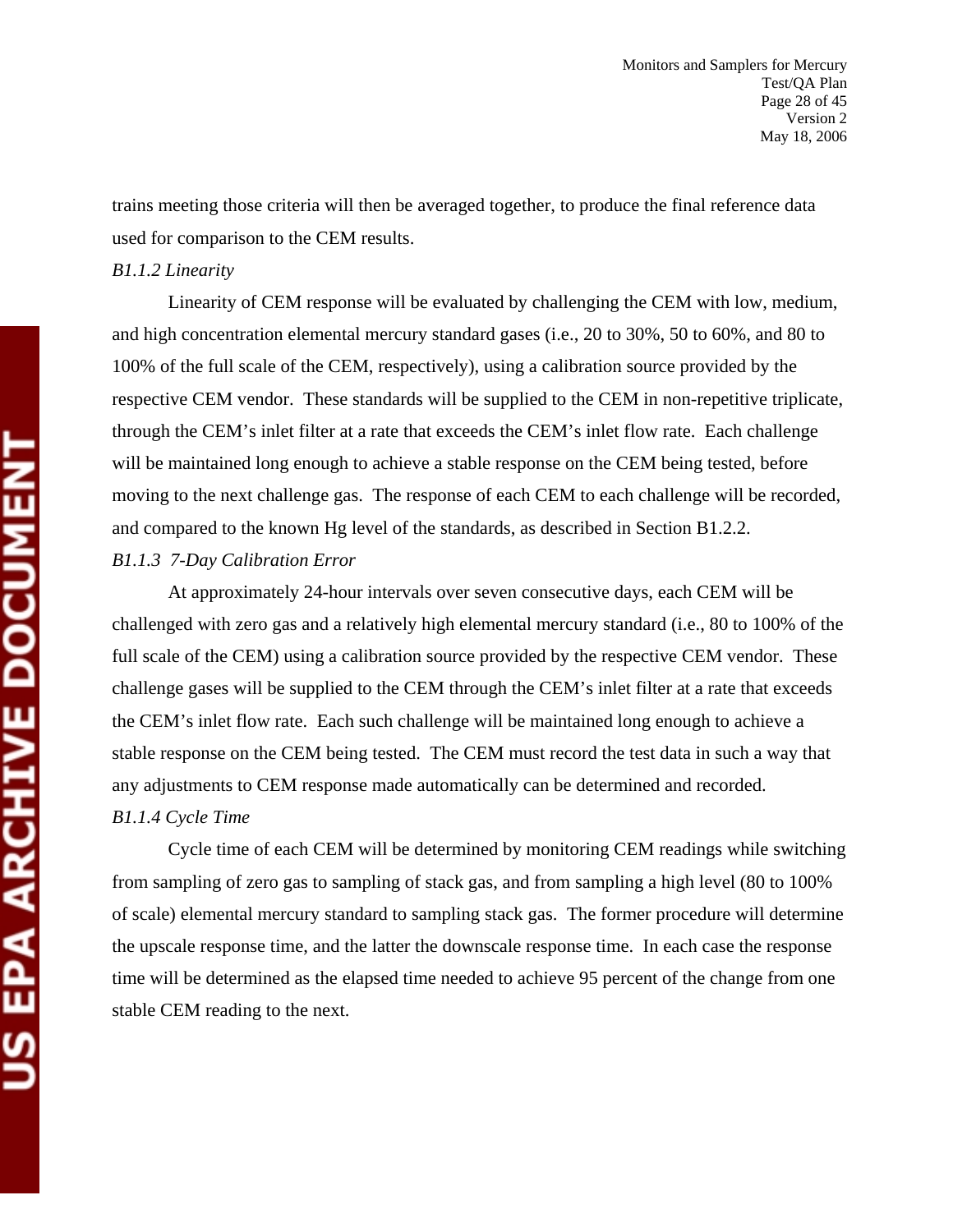trains meeting those criteria will then be averaged together, to produce the final reference data used for comparison to the CEM results.

*B1.1.2 Linearity*

Linearity of CEM response will be evaluated by challenging the CEM with low, medium, and high concentration elemental mercury standard gases (i.e., 20 to 30%, 50 to 60%, and 80 to 100% of the full scale of the CEM, respectively), using a calibration source provided by the respective CEM vendor. These standards will be supplied to the CEM in non-repetitive triplicate, through the CEM's inlet filter at a rate that exceeds the CEM's inlet flow rate. Each challenge will be maintained long enough to achieve a stable response on the CEM being tested, before moving to the next challenge gas. The response of each CEM to each challenge will be recorded, and compared to the known Hg level of the standards, as described in Section B1.2.2.

*B1.1.3 7-Day Calibration Error*

At approximately 24-hour intervals over seven consecutive days, each CEM will be challenged with zero gas and a relatively high elemental mercury standard (i.e., 80 to 100% of the full scale of the CEM) using a calibration source provided by the respective CEM vendor. These challenge gases will be supplied to the CEM through the CEM's inlet filter at a rate that exceeds the CEM's inlet flow rate. Each such challenge will be maintained long enough to achieve a stable response on the CEM being tested. The CEM must record the test data in such a way that any adjustments to CEM response made automatically can be determined and recorded.

*B1.1.4 Cycle Time*

Cycle time of each CEM will be determined by monitoring CEM readings while switching from sampling of zero gas to sampling of stack gas, and from sampling a high level (80 to 100% of scale) elemental mercury standard to sampling stack gas. The former procedure will determine the upscale response time, and the latter the downscale response time. In each case the response time will be determined as the elapsed time needed to achieve 95 percent of the change from one stable CEM reading to the next.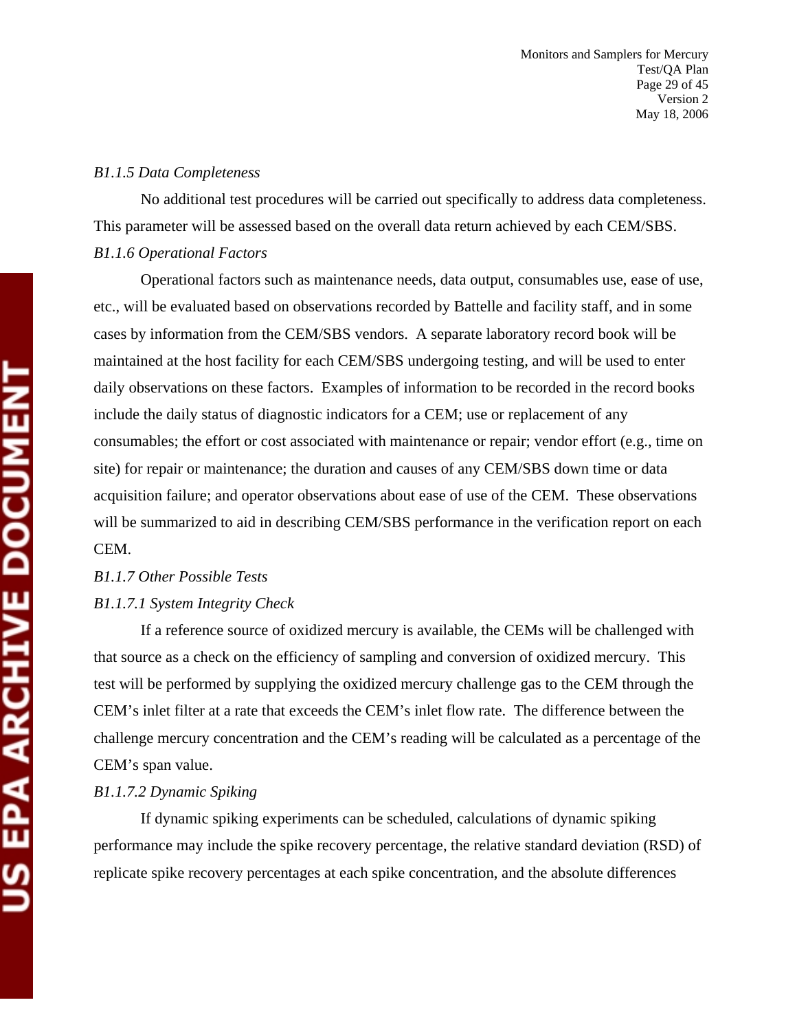*B1.1.5 Data Completeness*

No additional test procedures will be carried out specifically to address data completeness. This parameter will be assessed based on the overall data return achieved by each CEM/SBS.

*B1.1.6 Operational Factors*

Operational factors such as maintenance needs, data output, consumables use, ease of use, etc., will be evaluated based on observations recorded by Battelle and facility staff, and in some cases by information from the CEM/SBS vendors. A separate laboratory record book will be maintained at the host facility for each CEM/SBS undergoing testing, and will be used to enter daily observations on these factors. Examples of information to be recorded in the record books include the daily status of diagnostic indicators for a CEM; use or replacement of any consumables; the effort or cost associated with maintenance or repair; vendor effort (e.g., time on site) for repair or maintenance; the duration and causes of any CEM/SBS down time or data acquisition failure; and operator observations about ease of use of the CEM. These observations will be summarized to aid in describing CEM/SBS performance in the verification report on each CEM.

*B1.1.7 Other Possible Tests*

*B1.1.7.1 System Integrity Check*

If a reference source of oxidized mercury is available, the CEMs will be challenged with that source as a check on the efficiency of sampling and conversion of oxidized mercury. This test will be performed by supplying the oxidized mercury challenge gas to the CEM through the CEM's inlet filter at a rate that exceeds the CEM's inlet flow rate. The difference between the challenge mercury concentration and the CEM's reading will be calculated as a percentage of the CEM's span value.

*B1.1.7.2 Dynamic Spiking*

If dynamic spiking experiments can be scheduled, calculations of dynamic spiking performance may include the spike recovery percentage, the relative standard deviation (RSD) of replicate spike recovery percentages at each spike concentration, and the absolute differences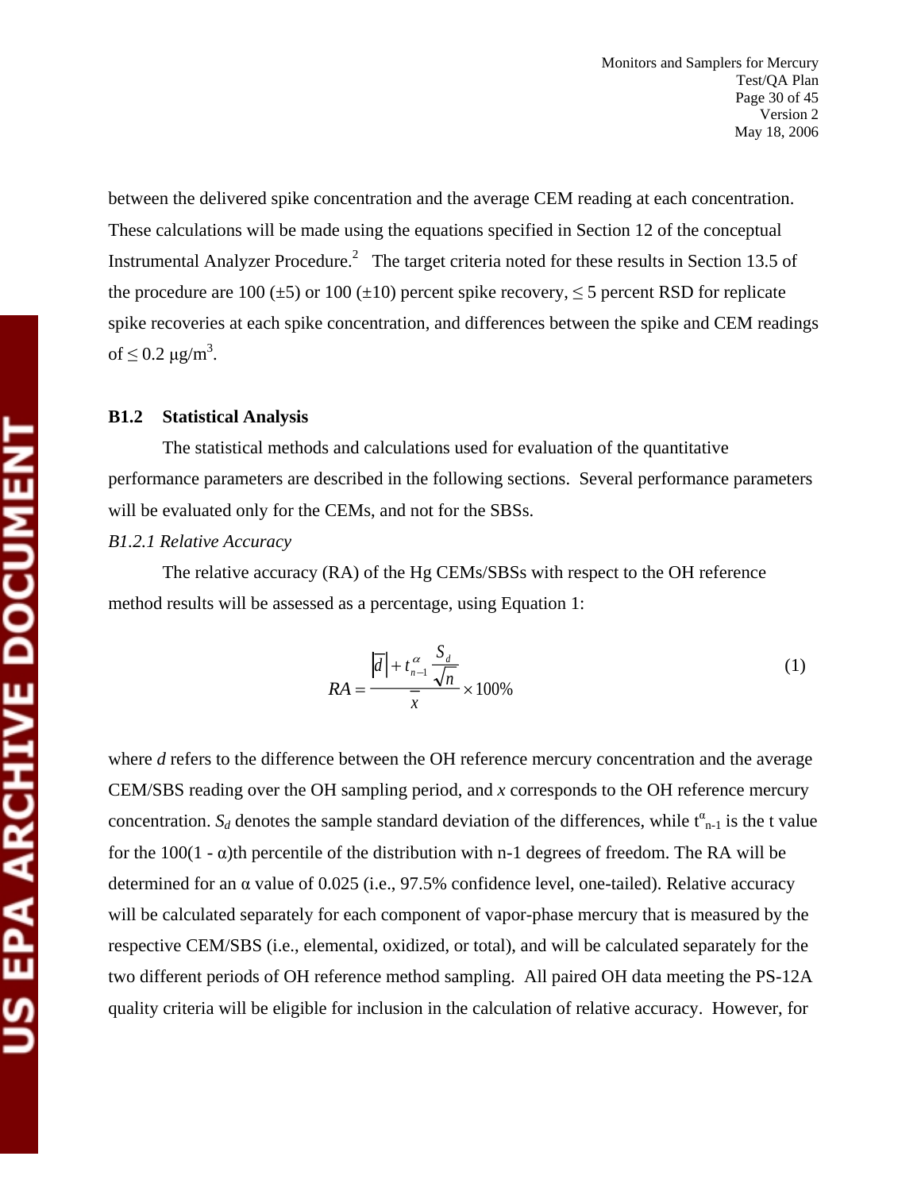between the delivered spike concentration and the average CEM reading at each concentration. These calculations will be made using the equations specified in Section 12 of the conceptual Instrumental Analyzer Procedure.[2] The target criteria noted for these results in Section 13.5 of the procedure are 100 (±5) or 100 (±10) percent spike recovery, ≤ 5 percent RSD for replicate spike recoveries at each spike concentration, and differences between the spike and CEM readings of ≤ 0.2 $\mu g/m^3$.

### B1.2 Statistical Analysis

The statistical methods and calculations used for evaluation of the quantitative performance parameters are described in the following sections. Several performance parameters will be evaluated only for the CEMs, and not for the SBSs.

*B1.2.1 Relative Accuracy*

The relative accuracy (RA) of the Hg CEMs/SBSs with respect to the OH reference method results will be assessed as a percentage, using Equation 1:

$$RA = \frac{\left|\bar{d}\right| + t_{n-1}^{\alpha} \frac{S_d}{\sqrt{n}}}{\bar{x}} \times 100\% \tag{1}$$

where $d$ refers to the difference between the OH reference mercury concentration and the average CEM/SBS reading over the OH sampling period, and $x$ corresponds to the OH reference mercury concentration. $S_d$ denotes the sample standard deviation of the differences, while $t^{\alpha}_{n-1}$ is the t value for the 100(1 - α)th percentile of the distribution with n-1 degrees of freedom. The RA will be determined for an α value of 0.025 (i.e., 97.5% confidence level, one-tailed). Relative accuracy will be calculated separately for each component of vapor-phase mercury that is measured by the respective CEM/SBS (i.e., elemental, oxidized, or total), and will be calculated separately for the two different periods of OH reference method sampling. All paired OH data meeting the PS-12A quality criteria will be eligible for inclusion in the calculation of relative accuracy. However, for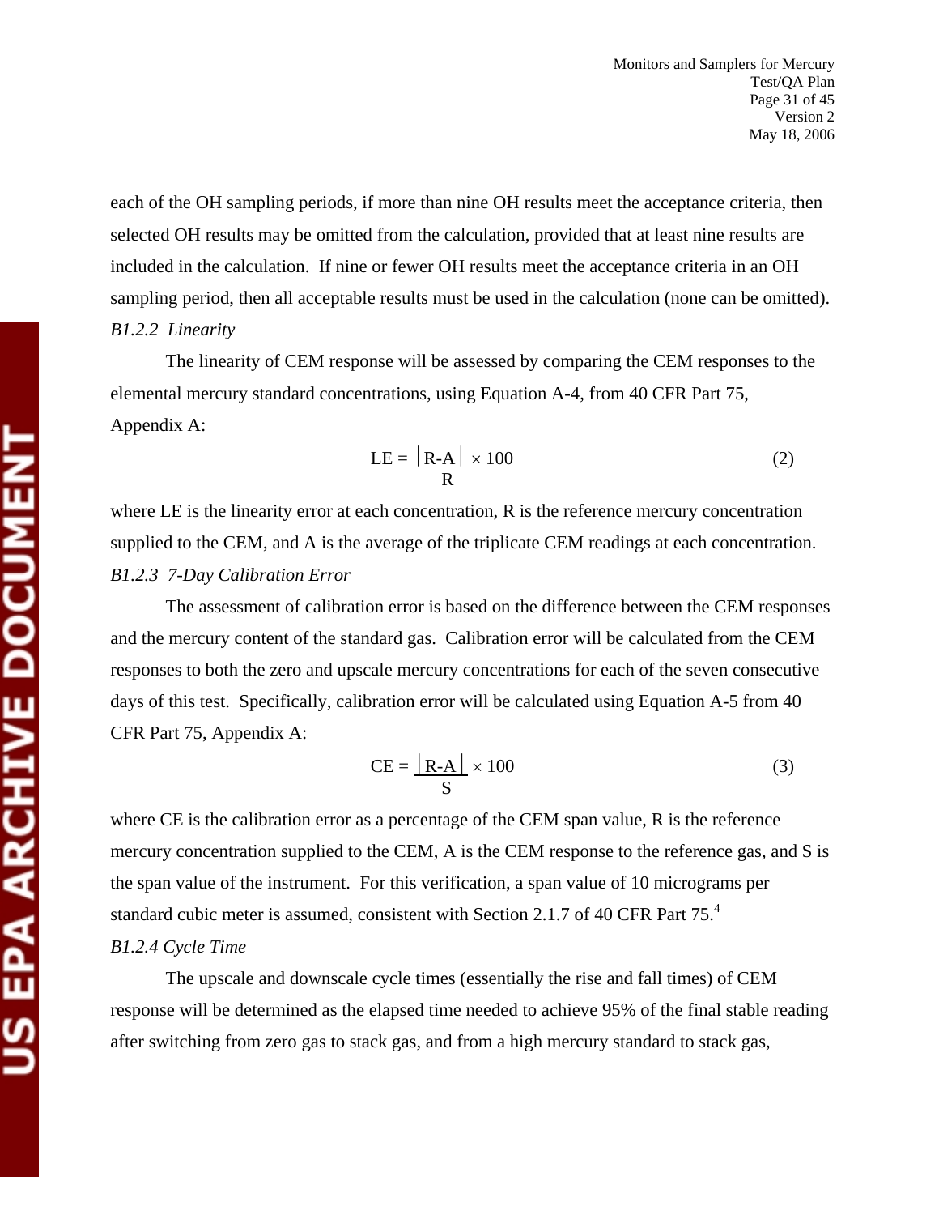each of the OH sampling periods, if more than nine OH results meet the acceptance criteria, then selected OH results may be omitted from the calculation, provided that at least nine results are included in the calculation. If nine or fewer OH results meet the acceptance criteria in an OH sampling period, then all acceptable results must be used in the calculation (none can be omitted).

*B1.2.2 Linearity*

The linearity of CEM response will be assessed by comparing the CEM responses to the elemental mercury standard concentrations, using Equation A-4, from 40 CFR Part 75, Appendix A:

$$LE = \frac{|R-A|}{R} \times 100 \quad (2)$$

where LE is the linearity error at each concentration, R is the reference mercury concentration supplied to the CEM, and A is the average of the triplicate CEM readings at each concentration.

*B1.2.3 7-Day Calibration Error*

The assessment of calibration error is based on the difference between the CEM responses and the mercury content of the standard gas. Calibration error will be calculated from the CEM responses to both the zero and upscale mercury concentrations for each of the seven consecutive days of this test. Specifically, calibration error will be calculated using Equation A-5 from 40 CFR Part 75, Appendix A:

$$CE = \frac{|R-A|}{S} \times 100 \quad (3)$$

where CE is the calibration error as a percentage of the CEM span value, R is the reference mercury concentration supplied to the CEM, A is the CEM response to the reference gas, and S is the span value of the instrument. For this verification, a span value of 10 micrograms per standard cubic meter is assumed, consistent with Section 2.1.7 of 40 CFR Part 75.[4]

*B1.2.4 Cycle Time*

The upscale and downscale cycle times (essentially the rise and fall times) of CEM response will be determined as the elapsed time needed to achieve 95% of the final stable reading after switching from zero gas to stack gas, and from a high mercury standard to stack gas,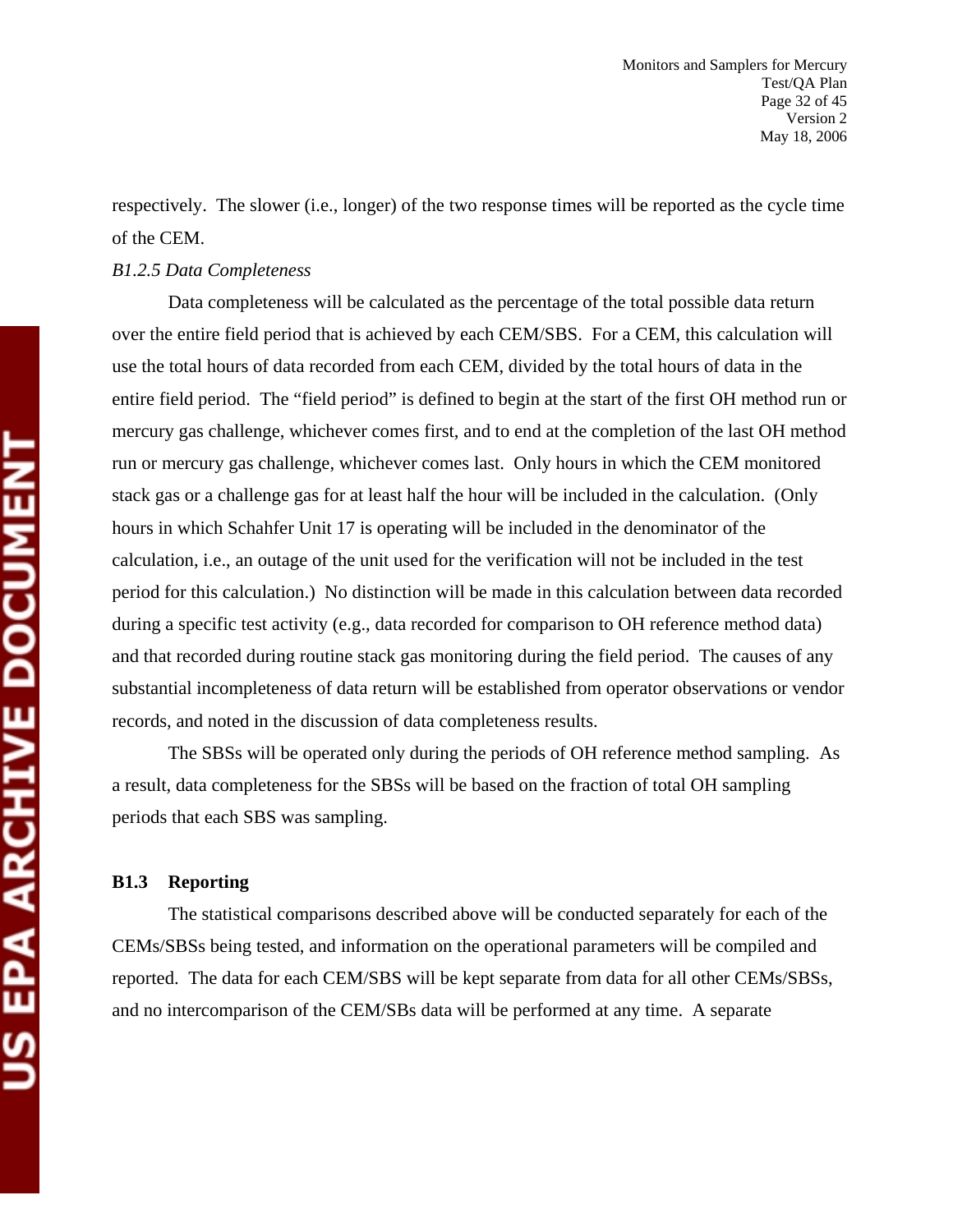respectively. The slower (i.e., longer) of the two response times will be reported as the cycle time of the CEM.

*B1.2.5 Data Completeness*

Data completeness will be calculated as the percentage of the total possible data return over the entire field period that is achieved by each CEM/SBS. For a CEM, this calculation will use the total hours of data recorded from each CEM, divided by the total hours of data in the entire field period. The "field period" is defined to begin at the start of the first OH method run or mercury gas challenge, whichever comes first, and to end at the completion of the last OH method run or mercury gas challenge, whichever comes last. Only hours in which the CEM monitored stack gas or a challenge gas for at least half the hour will be included in the calculation. (Only hours in which Schahfer Unit 17 is operating will be included in the denominator of the calculation, i.e., an outage of the unit used for the verification will not be included in the test period for this calculation.) No distinction will be made in this calculation between data recorded during a specific test activity (e.g., data recorded for comparison to OH reference method data) and that recorded during routine stack gas monitoring during the field period. The causes of any substantial incompleteness of data return will be established from operator observations or vendor records, and noted in the discussion of data completeness results.

The SBSs will be operated only during the periods of OH reference method sampling. As a result, data completeness for the SBSs will be based on the fraction of total OH sampling periods that each SBS was sampling.

### B1.3 Reporting

The statistical comparisons described above will be conducted separately for each of the CEMs/SBSs being tested, and information on the operational parameters will be compiled and reported. The data for each CEM/SBS will be kept separate from data for all other CEMs/SBSs, and no intercomparison of the CEM/SBs data will be performed at any time. A separate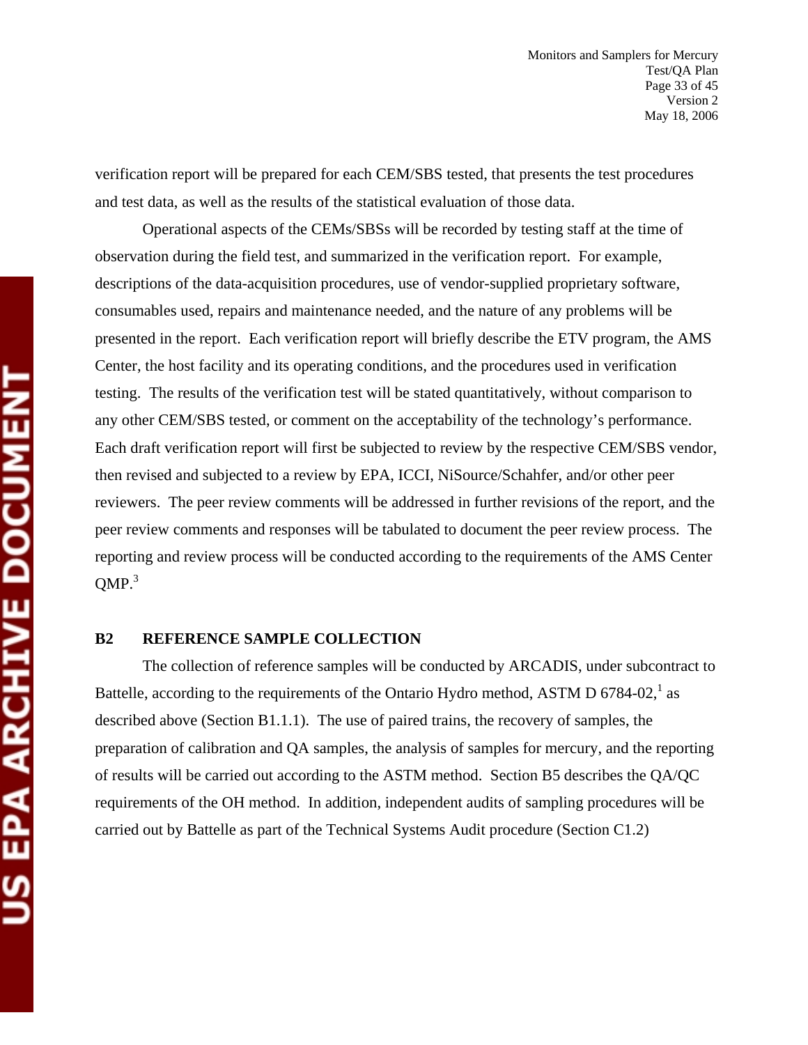verification report will be prepared for each CEM/SBS tested, that presents the test procedures and test data, as well as the results of the statistical evaluation of those data.

Operational aspects of the CEMs/SBSs will be recorded by testing staff at the time of observation during the field test, and summarized in the verification report. For example, descriptions of the data-acquisition procedures, use of vendor-supplied proprietary software, consumables used, repairs and maintenance needed, and the nature of any problems will be presented in the report. Each verification report will briefly describe the ETV program, the AMS Center, the host facility and its operating conditions, and the procedures used in verification testing. The results of the verification test will be stated quantitatively, without comparison to any other CEM/SBS tested, or comment on the acceptability of the technology's performance. Each draft verification report will first be subjected to review by the respective CEM/SBS vendor, then revised and subjected to a review by EPA, ICCI, NiSource/Schahfer, and/or other peer reviewers. The peer review comments will be addressed in further revisions of the report, and the peer review comments and responses will be tabulated to document the peer review process. The reporting and review process will be conducted according to the requirements of the AMS Center QMP.[3]

## B2 REFERENCE SAMPLE COLLECTION

The collection of reference samples will be conducted by ARCADIS, under subcontract to Battelle, according to the requirements of the Ontario Hydro method, ASTM D 6784-02,[1] as described above (Section B1.1.1). The use of paired trains, the recovery of samples, the preparation of calibration and QA samples, the analysis of samples for mercury, and the reporting of results will be carried out according to the ASTM method. Section B5 describes the QA/QC requirements of the OH method. In addition, independent audits of sampling procedures will be carried out by Battelle as part of the Technical Systems Audit procedure (Section C1.2)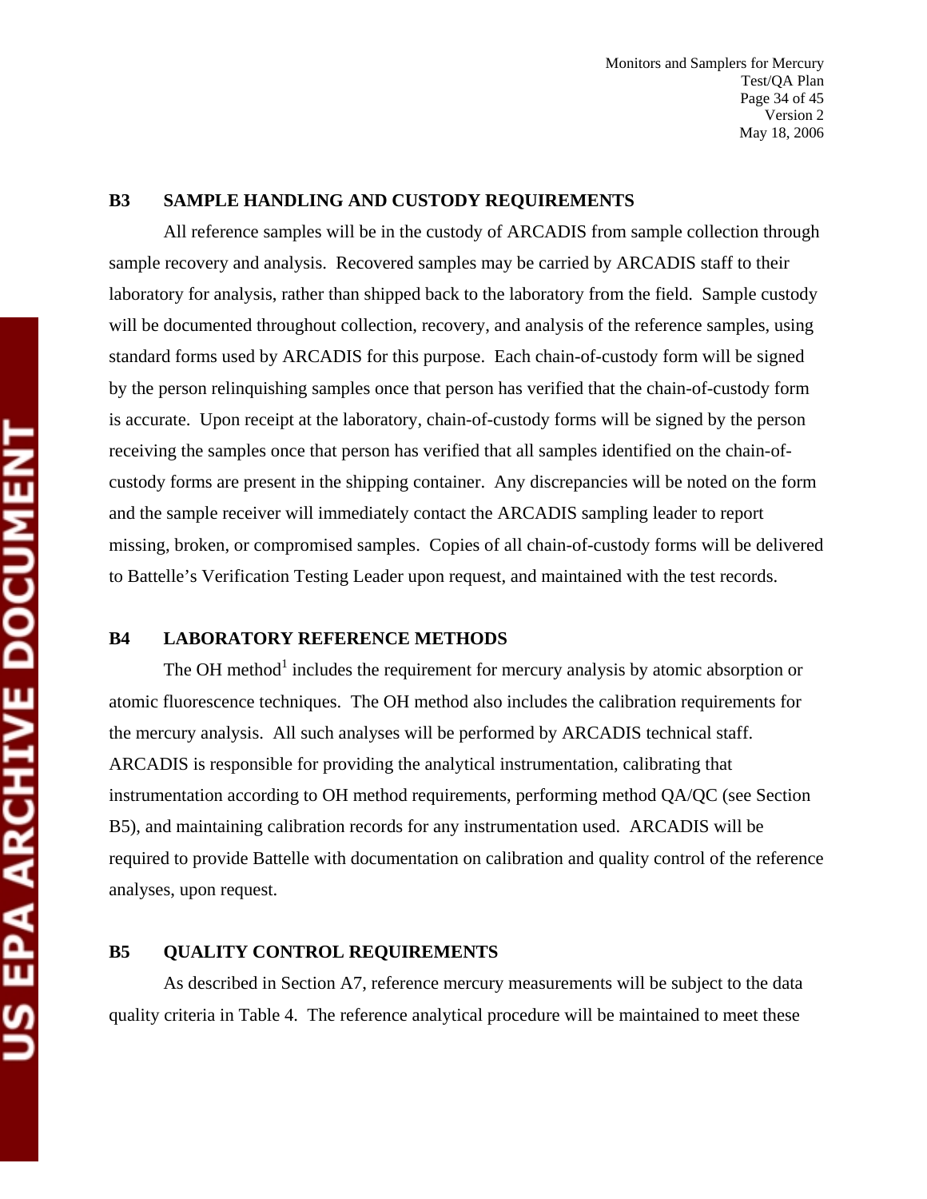## B3 SAMPLE HANDLING AND CUSTODY REQUIREMENTS

All reference samples will be in the custody of ARCADIS from sample collection through sample recovery and analysis. Recovered samples may be carried by ARCADIS staff to their laboratory for analysis, rather than shipped back to the laboratory from the field. Sample custody will be documented throughout collection, recovery, and analysis of the reference samples, using standard forms used by ARCADIS for this purpose. Each chain-of-custody form will be signed by the person relinquishing samples once that person has verified that the chain-of-custody form is accurate. Upon receipt at the laboratory, chain-of-custody forms will be signed by the person receiving the samples once that person has verified that all samples identified on the chain-of-custody forms are present in the shipping container. Any discrepancies will be noted on the form and the sample receiver will immediately contact the ARCADIS sampling leader to report missing, broken, or compromised samples. Copies of all chain-of-custody forms will be delivered to Battelle's Verification Testing Leader upon request, and maintained with the test records.

## B4 LABORATORY REFERENCE METHODS

The OH method[1] includes the requirement for mercury analysis by atomic absorption or atomic fluorescence techniques. The OH method also includes the calibration requirements for the mercury analysis. All such analyses will be performed by ARCADIS technical staff. ARCADIS is responsible for providing the analytical instrumentation, calibrating that instrumentation according to OH method requirements, performing method QA/QC (see Section B5), and maintaining calibration records for any instrumentation used. ARCADIS will be required to provide Battelle with documentation on calibration and quality control of the reference analyses, upon request.

## B5 QUALITY CONTROL REQUIREMENTS

As described in Section A7, reference mercury measurements will be subject to the data quality criteria in Table 4. The reference analytical procedure will be maintained to meet these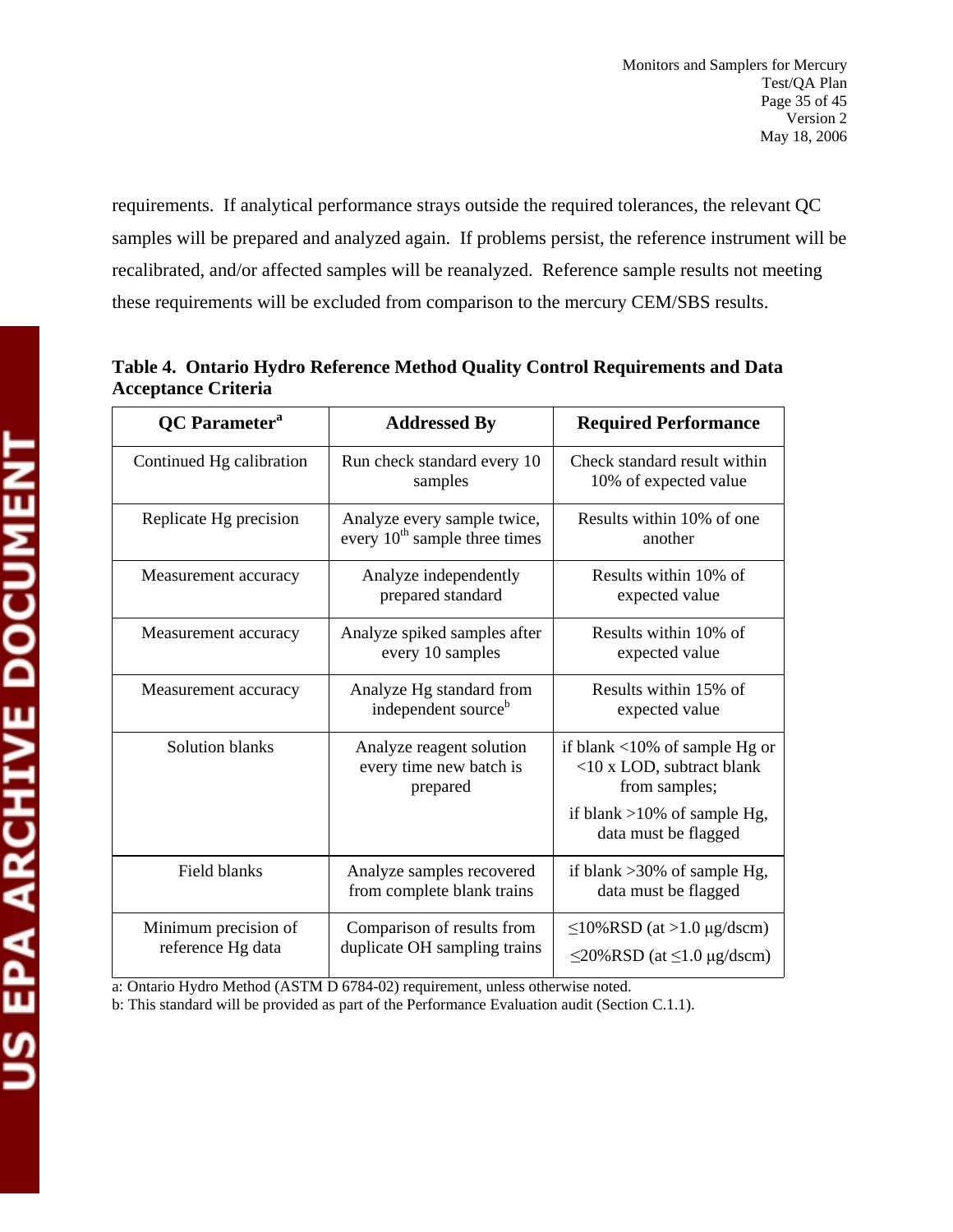requirements. If analytical performance strays outside the required tolerances, the relevant QC samples will be prepared and analyzed again. If problems persist, the reference instrument will be recalibrated, and/or affected samples will be reanalyzed. Reference sample results not meeting these requirements will be excluded from comparison to the mercury CEM/SBS results.

**Table 4. Ontario Hydro Reference Method Quality Control Requirements and Data Acceptance Criteria**

| QC Parameter[a] | Addressed By | Required Performance |
|---|---|---|
| Continued Hg calibration | Run check standard every 10 samples | Check standard result within 10% of expected value |
| Replicate Hg precision | Analyze every sample twice, every $10^{th}$ sample three times | Results within 10% of one another |
| Measurement accuracy | Analyze independently prepared standard | Results within 10% of expected value |
| Measurement accuracy | Analyze spiked samples after every 10 samples | Results within 10% of expected value |
| Measurement accuracy | Analyze Hg standard from independent source[b] | Results within 15% of expected value |
| Solution blanks | Analyze reagent solution every time new batch is prepared | if blank <10% of sample Hg or <10 x LOD, subtract blank from samples; if blank >10% of sample Hg, data must be flagged |
| Field blanks | Analyze samples recovered from complete blank trains | if blank >30% of sample Hg, data must be flagged |
| Minimum precision of reference Hg data | Comparison of results from duplicate OH sampling trains | ≤10%RSD (at >1.0 µg/dscm) ≤20%RSD (at ≤1.0 µg/dscm) |

a: Ontario Hydro Method (ASTM D 6784-02) requirement, unless otherwise noted.
b: This standard will be provided as part of the Performance Evaluation audit (Section C.1.1).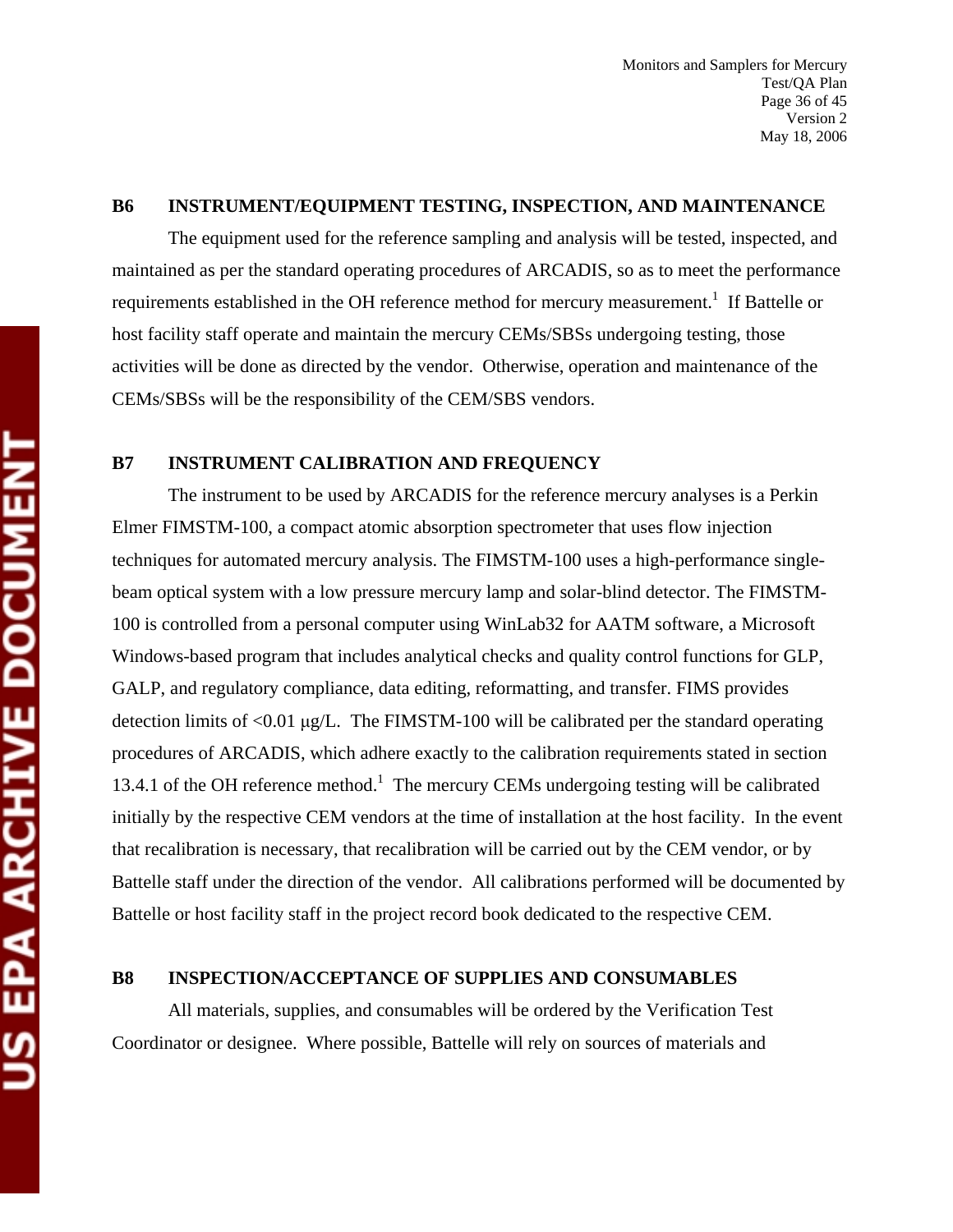## B6 INSTRUMENT/EQUIPMENT TESTING, INSPECTION, AND MAINTENANCE

The equipment used for the reference sampling and analysis will be tested, inspected, and maintained as per the standard operating procedures of ARCADIS, so as to meet the performance requirements established in the OH reference method for mercury measurement.[1] If Battelle or host facility staff operate and maintain the mercury CEMs/SBSs undergoing testing, those activities will be done as directed by the vendor. Otherwise, operation and maintenance of the CEMs/SBSs will be the responsibility of the CEM/SBS vendors.

## B7 INSTRUMENT CALIBRATION AND FREQUENCY

The instrument to be used by ARCADIS for the reference mercury analyses is a Perkin Elmer FIMSTM-100, a compact atomic absorption spectrometer that uses flow injection techniques for automated mercury analysis. The FIMSTM-100 uses a high-performance single-beam optical system with a low pressure mercury lamp and solar-blind detector. The FIMSTM-100 is controlled from a personal computer using WinLab32 for AATM software, a Microsoft Windows-based program that includes analytical checks and quality control functions for GLP, GALP, and regulatory compliance, data editing, reformatting, and transfer. FIMS provides detection limits of <0.01 μg/L. The FIMSTM-100 will be calibrated per the standard operating procedures of ARCADIS, which adhere exactly to the calibration requirements stated in section 13.4.1 of the OH reference method.[1] The mercury CEMs undergoing testing will be calibrated initially by the respective CEM vendors at the time of installation at the host facility. In the event that recalibration is necessary, that recalibration will be carried out by the CEM vendor, or by Battelle staff under the direction of the vendor. All calibrations performed will be documented by Battelle or host facility staff in the project record book dedicated to the respective CEM.

## B8 INSPECTION/ACCEPTANCE OF SUPPLIES AND CONSUMABLES

All materials, supplies, and consumables will be ordered by the Verification Test Coordinator or designee. Where possible, Battelle will rely on sources of materials and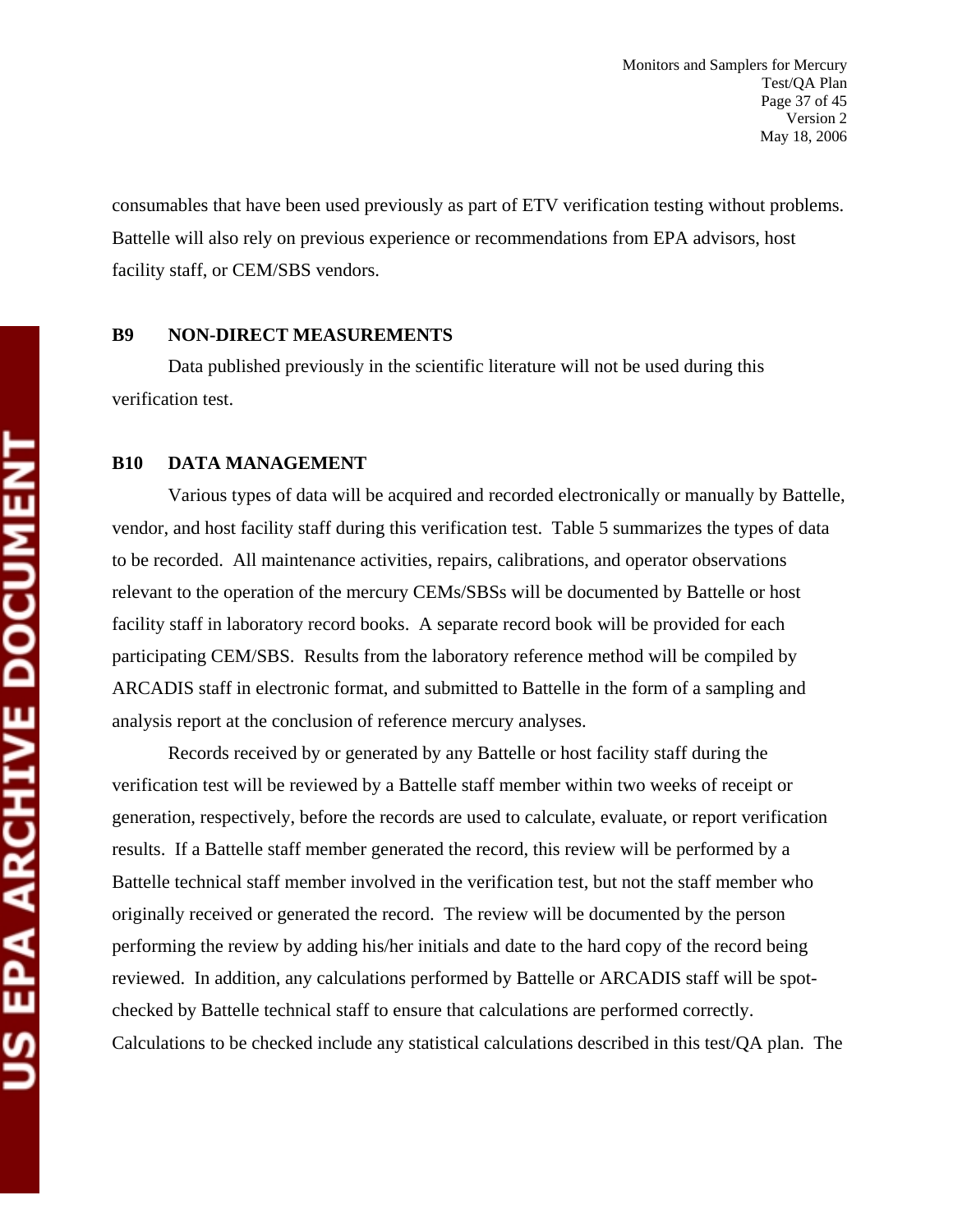consumables that have been used previously as part of ETV verification testing without problems. Battelle will also rely on previous experience or recommendations from EPA advisors, host facility staff, or CEM/SBS vendors.

## B9 NON-DIRECT MEASUREMENTS

Data published previously in the scientific literature will not be used during this verification test.

## B10 DATA MANAGEMENT

Various types of data will be acquired and recorded electronically or manually by Battelle, vendor, and host facility staff during this verification test. Table 5 summarizes the types of data to be recorded. All maintenance activities, repairs, calibrations, and operator observations relevant to the operation of the mercury CEMs/SBSs will be documented by Battelle or host facility staff in laboratory record books. A separate record book will be provided for each participating CEM/SBS. Results from the laboratory reference method will be compiled by ARCADIS staff in electronic format, and submitted to Battelle in the form of a sampling and analysis report at the conclusion of reference mercury analyses.

Records received by or generated by any Battelle or host facility staff during the verification test will be reviewed by a Battelle staff member within two weeks of receipt or generation, respectively, before the records are used to calculate, evaluate, or report verification results. If a Battelle staff member generated the record, this review will be performed by a Battelle technical staff member involved in the verification test, but not the staff member who originally received or generated the record. The review will be documented by the person performing the review by adding his/her initials and date to the hard copy of the record being reviewed. In addition, any calculations performed by Battelle or ARCADIS staff will be spot-checked by Battelle technical staff to ensure that calculations are performed correctly. Calculations to be checked include any statistical calculations described in this test/QA plan. The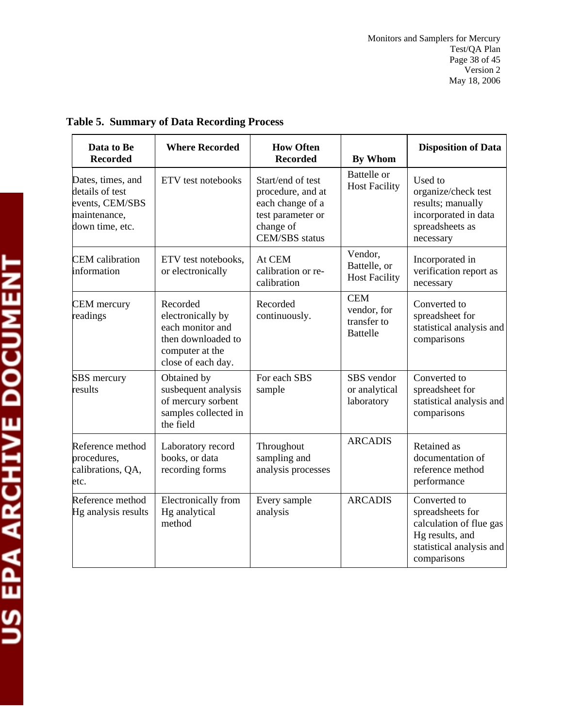**Table 5. Summary of Data Recording Process**

| Data to Be Recorded | Where Recorded | How Often Recorded | By Whom | Disposition of Data |
|---|---|---|---|---|
| Dates, times, and details of test events, CEM/SBS maintenance, down time, etc. | ETV test notebooks | Start/end of test procedure, and at each change of a test parameter or change of CEM/SBS status | Battelle or Host Facility | Used to organize/check test results; manually incorporated in data spreadsheets as necessary |
| CEM calibration information | ETV test notebooks, or electronically | At CEM calibration or re-calibration | Vendor, Battelle, or Host Facility | Incorporated in verification report as necessary |
| CEM mercury readings | Recorded electronically by each monitor and then downloaded to computer at the close of each day. | Recorded continuously. | CEM vendor, for transfer to Battelle | Converted to spreadsheet for statistical analysis and comparisons |
| SBS mercury results | Obtained by susbequent analysis of mercury sorbent samples collected in the field | For each SBS sample | SBS vendor or analytical laboratory | Converted to spreadsheet for statistical analysis and comparisons |
| Reference method procedures, calibrations, QA, etc. | Laboratory record books, or data recording forms | Throughout sampling and analysis processes | ARCADIS | Retained as documentation of reference method performance |
| Reference method Hg analysis results | Electronically from Hg analytical method | Every sample analysis | ARCADIS | Converted to spreadsheets for calculation of flue gas Hg results, and statistical analysis and comparisons |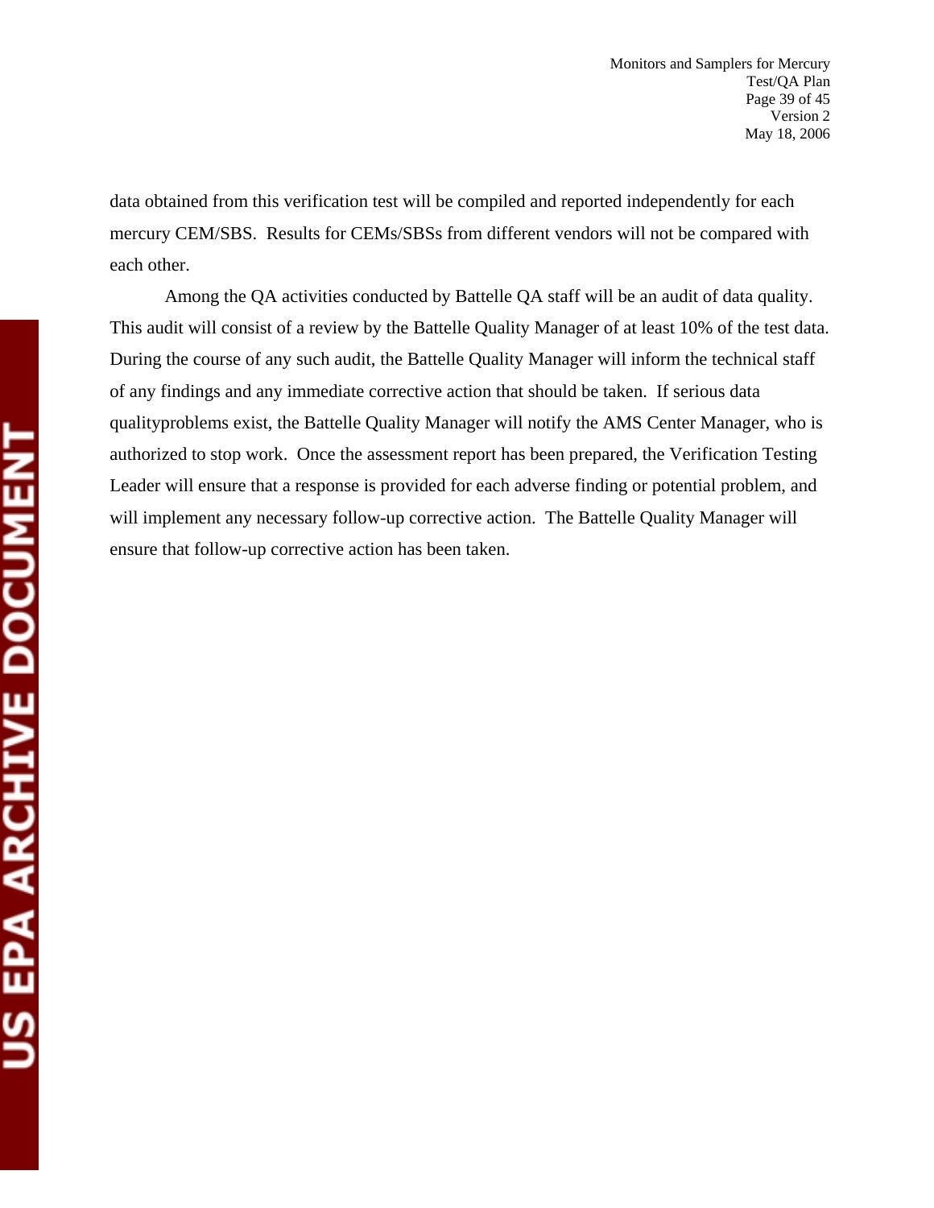data obtained from this verification test will be compiled and reported independently for each mercury CEM/SBS. Results for CEMs/SBSs from different vendors will not be compared with each other.

Among the QA activities conducted by Battelle QA staff will be an audit of data quality. This audit will consist of a review by the Battelle Quality Manager of at least 10% of the test data. During the course of any such audit, the Battelle Quality Manager will inform the technical staff of any findings and any immediate corrective action that should be taken. If serious data qualityproblems exist, the Battelle Quality Manager will notify the AMS Center Manager, who is authorized to stop work. Once the assessment report has been prepared, the Verification Testing Leader will ensure that a response is provided for each adverse finding or potential problem, and will implement any necessary follow-up corrective action. The Battelle Quality Manager will ensure that follow-up corrective action has been taken.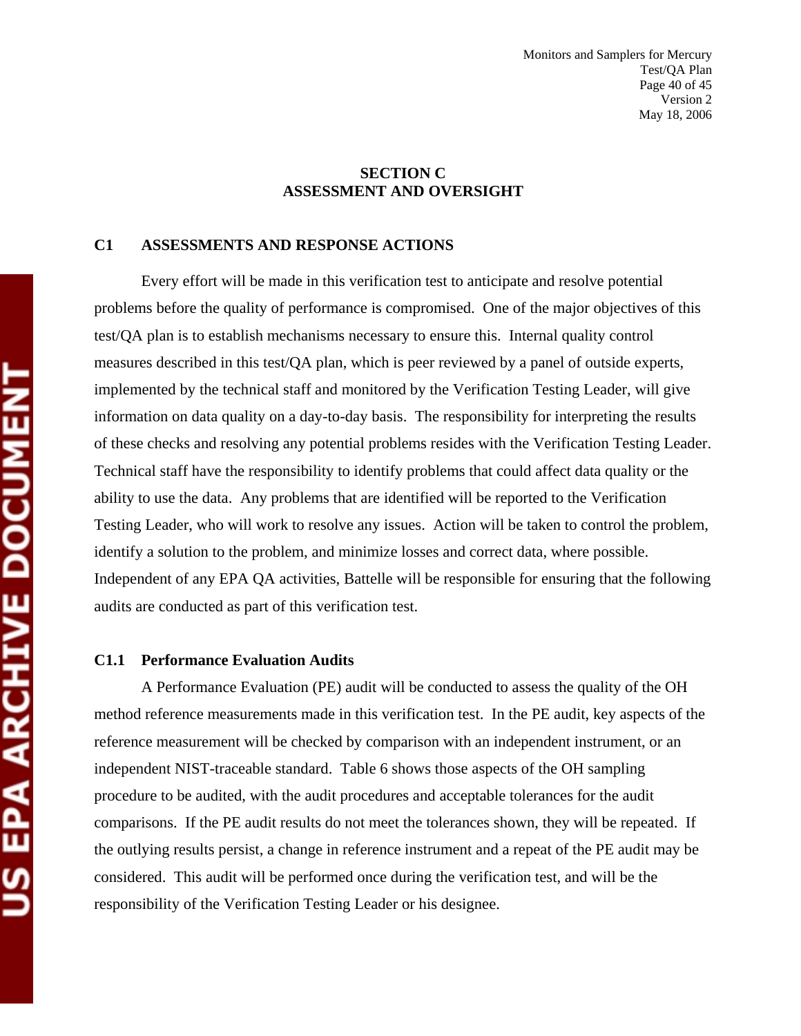# SECTION C
# ASSESSMENT AND OVERSIGHT

## C1 ASSESSMENTS AND RESPONSE ACTIONS

Every effort will be made in this verification test to anticipate and resolve potential problems before the quality of performance is compromised. One of the major objectives of this test/QA plan is to establish mechanisms necessary to ensure this. Internal quality control measures described in this test/QA plan, which is peer reviewed by a panel of outside experts, implemented by the technical staff and monitored by the Verification Testing Leader, will give information on data quality on a day-to-day basis. The responsibility for interpreting the results of these checks and resolving any potential problems resides with the Verification Testing Leader. Technical staff have the responsibility to identify problems that could affect data quality or the ability to use the data. Any problems that are identified will be reported to the Verification Testing Leader, who will work to resolve any issues. Action will be taken to control the problem, identify a solution to the problem, and minimize losses and correct data, where possible. Independent of any EPA QA activities, Battelle will be responsible for ensuring that the following audits are conducted as part of this verification test.

### C1.1 Performance Evaluation Audits

A Performance Evaluation (PE) audit will be conducted to assess the quality of the OH method reference measurements made in this verification test. In the PE audit, key aspects of the reference measurement will be checked by comparison with an independent instrument, or an independent NIST-traceable standard. Table 6 shows those aspects of the OH sampling procedure to be audited, with the audit procedures and acceptable tolerances for the audit comparisons. If the PE audit results do not meet the tolerances shown, they will be repeated. If the outlying results persist, a change in reference instrument and a repeat of the PE audit may be considered. This audit will be performed once during the verification test, and will be the responsibility of the Verification Testing Leader or his designee.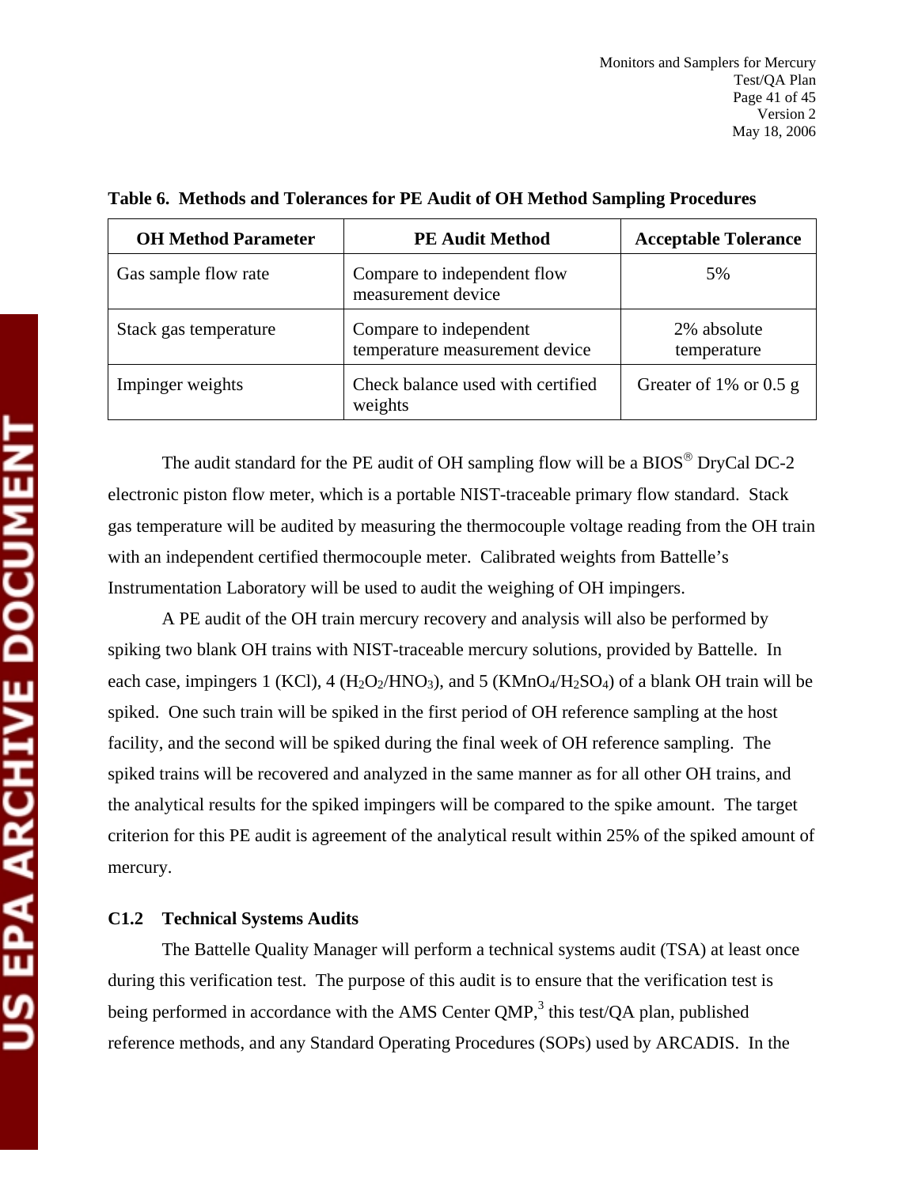**Table 6. Methods and Tolerances for PE Audit of OH Method Sampling Procedures**

| OH Method Parameter | PE Audit Method | Acceptable Tolerance |
|---|---|---|
| Gas sample flow rate | Compare to independent flow measurement device | 5% |
| Stack gas temperature | Compare to independent temperature measurement device | 2% absolute temperature |
| Impinger weights | Check balance used with certified weights | Greater of 1% or 0.5 g |

The audit standard for the PE audit of OH sampling flow will be a BIOS® DryCal DC-2 electronic piston flow meter, which is a portable NIST-traceable primary flow standard. Stack gas temperature will be audited by measuring the thermocouple voltage reading from the OH train with an independent certified thermocouple meter. Calibrated weights from Battelle's Instrumentation Laboratory will be used to audit the weighing of OH impingers.

A PE audit of the OH train mercury recovery and analysis will also be performed by spiking two blank OH trains with NIST-traceable mercury solutions, provided by Battelle. In each case, impingers 1 (KCl), 4 ($H_2O_2/HNO_3$), and 5 ($KMnO_4/H_2SO_4$) of a blank OH train will be spiked. One such train will be spiked in the first period of OH reference sampling at the host facility, and the second will be spiked during the final week of OH reference sampling. The spiked trains will be recovered and analyzed in the same manner as for all other OH trains, and the analytical results for the spiked impingers will be compared to the spike amount. The target criterion for this PE audit is agreement of the analytical result within 25% of the spiked amount of mercury.

### C1.2 Technical Systems Audits

The Battelle Quality Manager will perform a technical systems audit (TSA) at least once during this verification test. The purpose of this audit is to ensure that the verification test is being performed in accordance with the AMS Center QMP,[3] this test/QA plan, published reference methods, and any Standard Operating Procedures (SOPs) used by ARCADIS. In the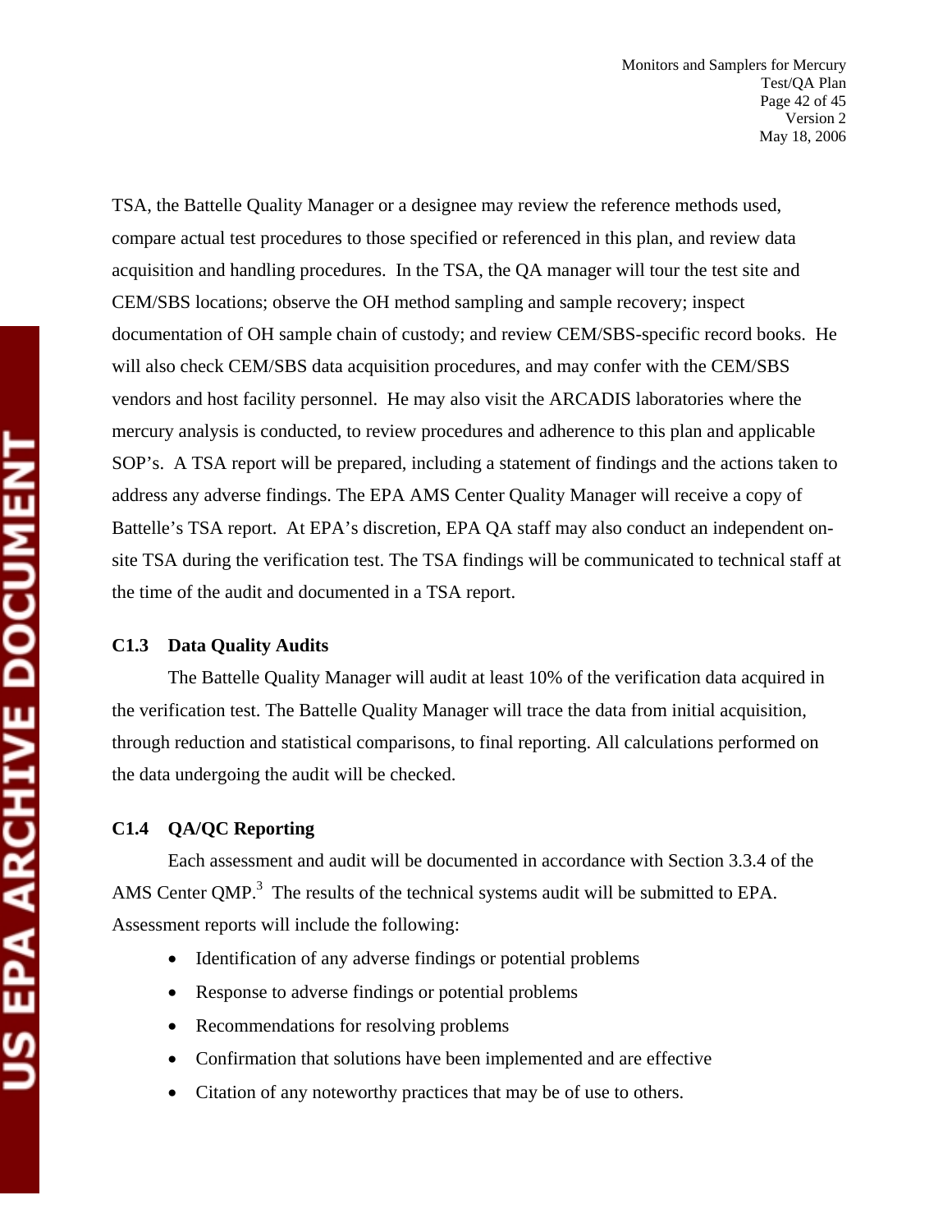TSA, the Battelle Quality Manager or a designee may review the reference methods used, compare actual test procedures to those specified or referenced in this plan, and review data acquisition and handling procedures. In the TSA, the QA manager will tour the test site and CEM/SBS locations; observe the OH method sampling and sample recovery; inspect documentation of OH sample chain of custody; and review CEM/SBS-specific record books. He will also check CEM/SBS data acquisition procedures, and may confer with the CEM/SBS vendors and host facility personnel. He may also visit the ARCADIS laboratories where the mercury analysis is conducted, to review procedures and adherence to this plan and applicable SOP's. A TSA report will be prepared, including a statement of findings and the actions taken to address any adverse findings. The EPA AMS Center Quality Manager will receive a copy of Battelle's TSA report. At EPA's discretion, EPA QA staff may also conduct an independent on-site TSA during the verification test. The TSA findings will be communicated to technical staff at the time of the audit and documented in a TSA report.

### C1.3 Data Quality Audits

The Battelle Quality Manager will audit at least 10% of the verification data acquired in the verification test. The Battelle Quality Manager will trace the data from initial acquisition, through reduction and statistical comparisons, to final reporting. All calculations performed on the data undergoing the audit will be checked.

### C1.4 QA/QC Reporting

Each assessment and audit will be documented in accordance with Section 3.3.4 of the AMS Center QMP.[3] The results of the technical systems audit will be submitted to EPA. Assessment reports will include the following:

- Identification of any adverse findings or potential problems
- Response to adverse findings or potential problems
- Recommendations for resolving problems
- Confirmation that solutions have been implemented and are effective
- Citation of any noteworthy practices that may be of use to others.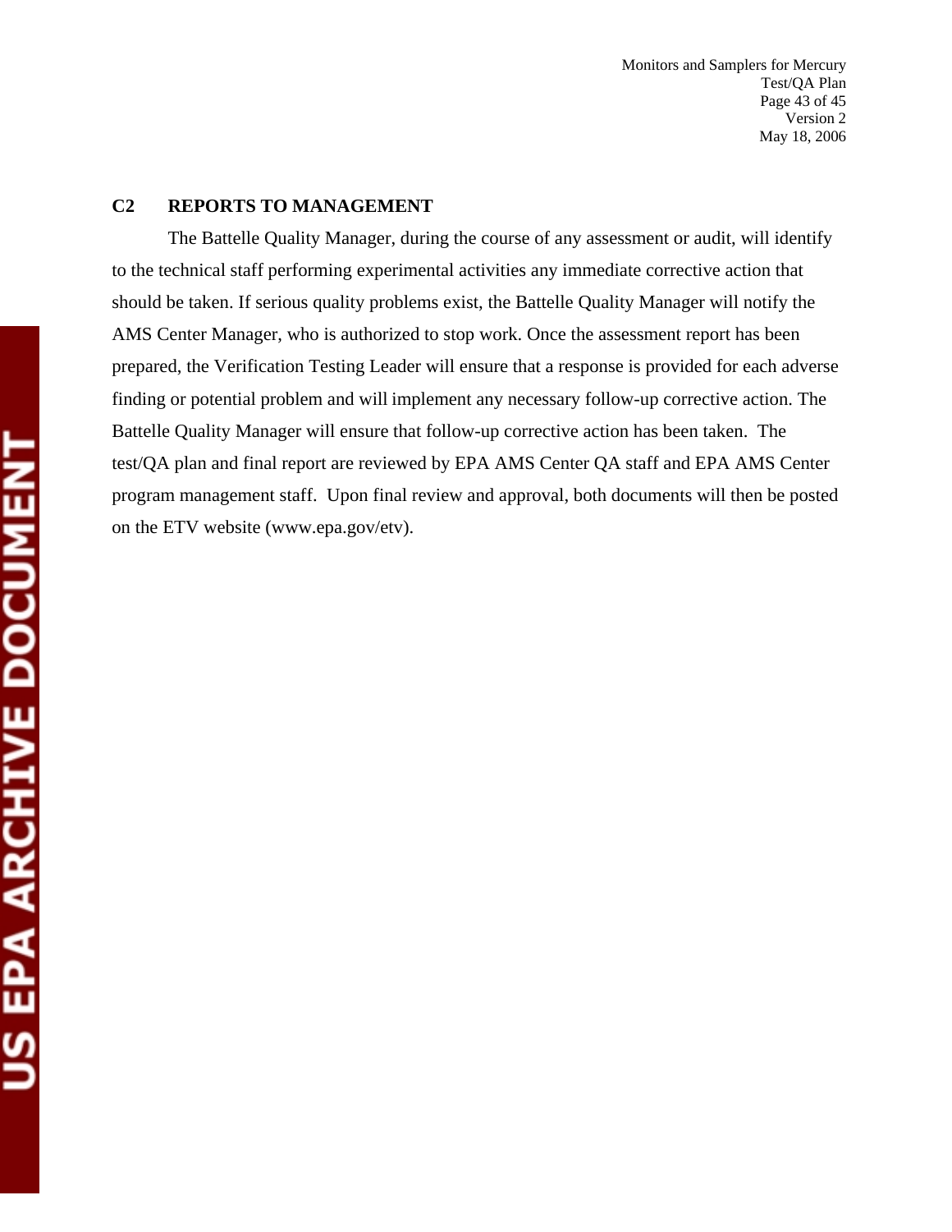## C2 REPORTS TO MANAGEMENT

The Battelle Quality Manager, during the course of any assessment or audit, will identify to the technical staff performing experimental activities any immediate corrective action that should be taken. If serious quality problems exist, the Battelle Quality Manager will notify the AMS Center Manager, who is authorized to stop work. Once the assessment report has been prepared, the Verification Testing Leader will ensure that a response is provided for each adverse finding or potential problem and will implement any necessary follow-up corrective action. The Battelle Quality Manager will ensure that follow-up corrective action has been taken. The test/QA plan and final report are reviewed by EPA AMS Center QA staff and EPA AMS Center program management staff. Upon final review and approval, both documents will then be posted on the ETV website (www.epa.gov/etv).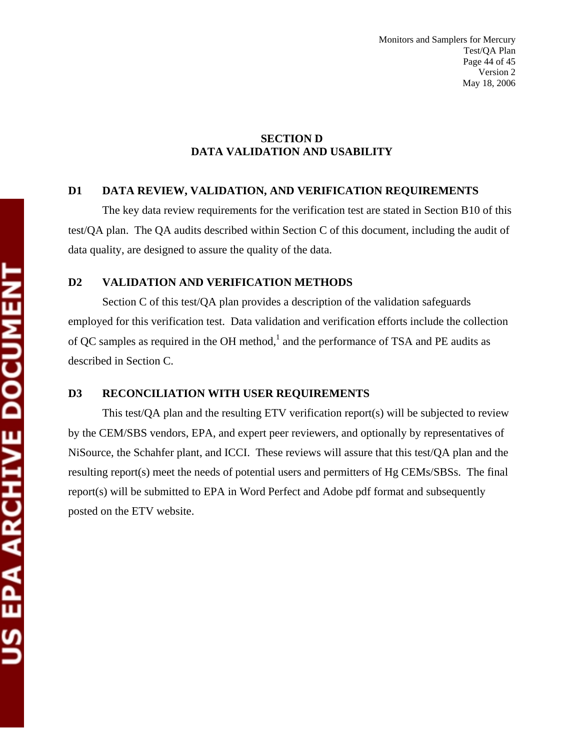# SECTION D
# DATA VALIDATION AND USABILITY

## D1 DATA REVIEW, VALIDATION, AND VERIFICATION REQUIREMENTS

The key data review requirements for the verification test are stated in Section B10 of this test/QA plan. The QA audits described within Section C of this document, including the audit of data quality, are designed to assure the quality of the data.

## D2 VALIDATION AND VERIFICATION METHODS

Section C of this test/QA plan provides a description of the validation safeguards employed for this verification test. Data validation and verification efforts include the collection of QC samples as required in the OH method,[1] and the performance of TSA and PE audits as described in Section C.

## D3 RECONCILIATION WITH USER REQUIREMENTS

This test/QA plan and the resulting ETV verification report(s) will be subjected to review by the CEM/SBS vendors, EPA, and expert peer reviewers, and optionally by representatives of NiSource, the Schahfer plant, and ICCI. These reviews will assure that this test/QA plan and the resulting report(s) meet the needs of potential users and permitters of Hg CEMs/SBSs. The final report(s) will be submitted to EPA in Word Perfect and Adobe pdf format and subsequently posted on the ETV website.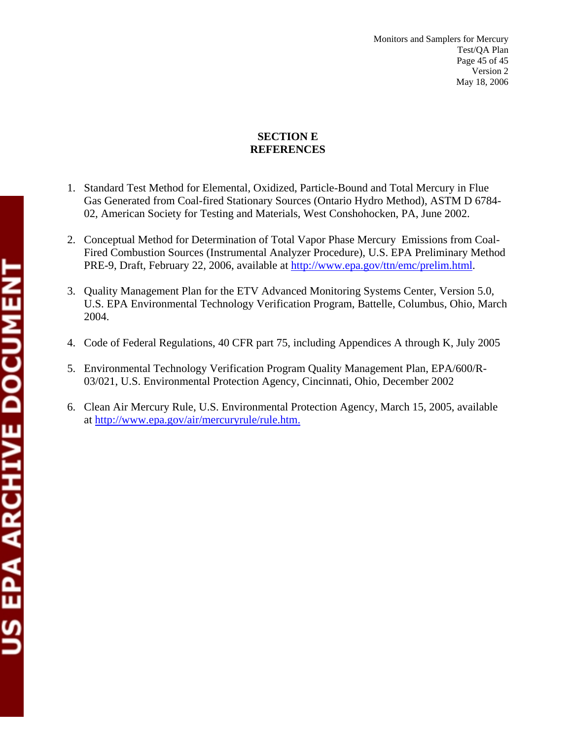# SECTION E
# REFERENCES

1. Standard Test Method for Elemental, Oxidized, Particle-Bound and Total Mercury in Flue Gas Generated from Coal-fired Stationary Sources (Ontario Hydro Method), ASTM D 6784-02, American Society for Testing and Materials, West Conshohocken, PA, June 2002.

2. Conceptual Method for Determination of Total Vapor Phase Mercury Emissions from Coal-Fired Combustion Sources (Instrumental Analyzer Procedure), U.S. EPA Preliminary Method PRE-9, Draft, February 22, 2006, available at http://www.epa.gov/ttn/emc/prelim.html.

3. Quality Management Plan for the ETV Advanced Monitoring Systems Center, Version 5.0, U.S. EPA Environmental Technology Verification Program, Battelle, Columbus, Ohio, March 2004.

4. Code of Federal Regulations, 40 CFR part 75, including Appendices A through K, July 2005

5. Environmental Technology Verification Program Quality Management Plan, EPA/600/R-03/021, U.S. Environmental Protection Agency, Cincinnati, Ohio, December 2002

6. Clean Air Mercury Rule, U.S. Environmental Protection Agency, March 15, 2005, available at http://www.epa.gov/air/mercuryrule/rule.htm.